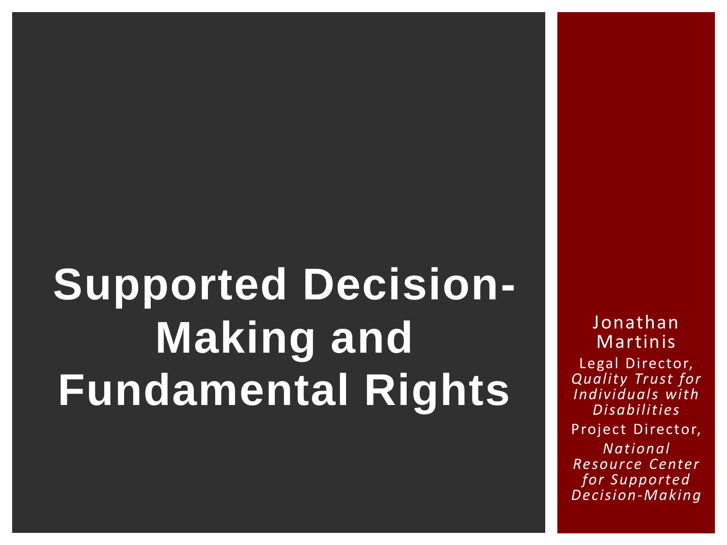# Supported Decision-Making and Fundamental Rights

Jonathan Martinis

Legal Director, *Quality Trust for Individuals with Disabilities*

Project Director, *National Resource Center for Supported Decision-Making*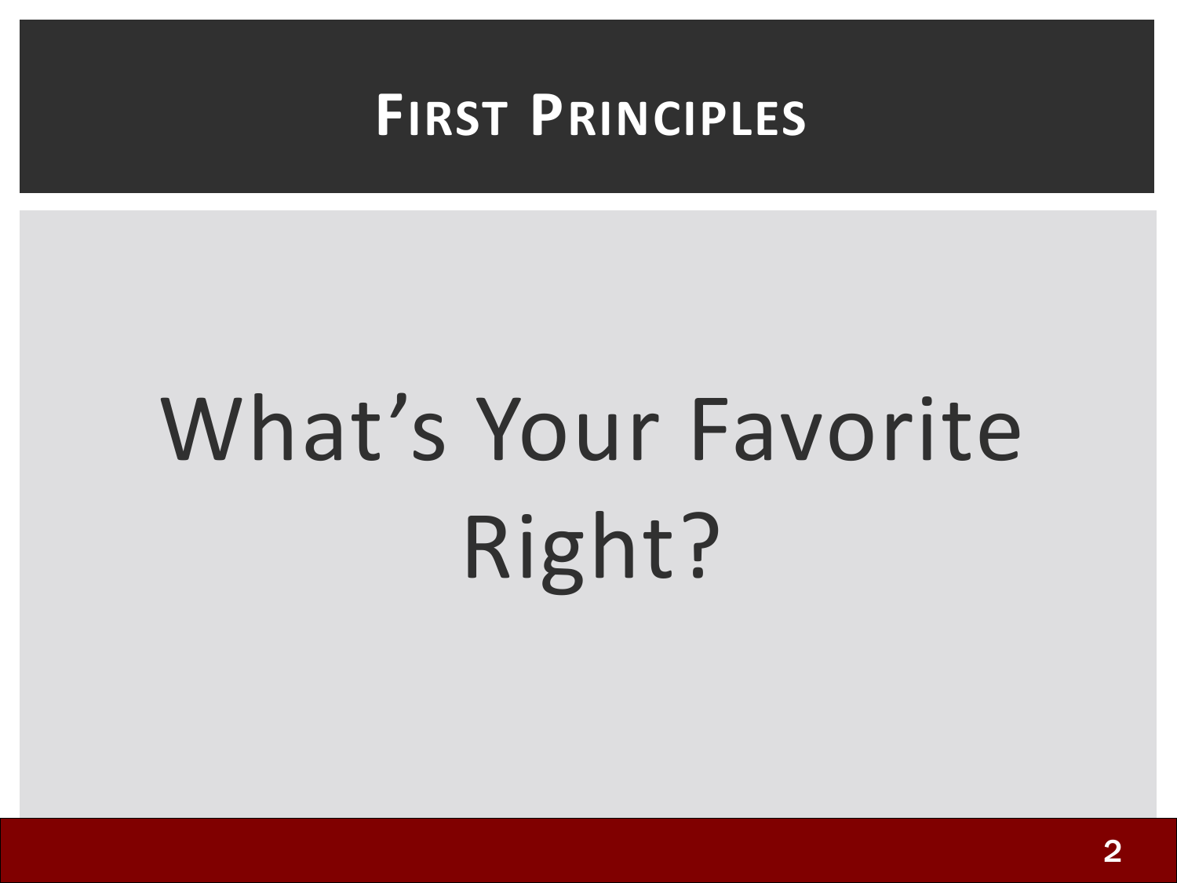# First Principles

What's Your Favorite Right?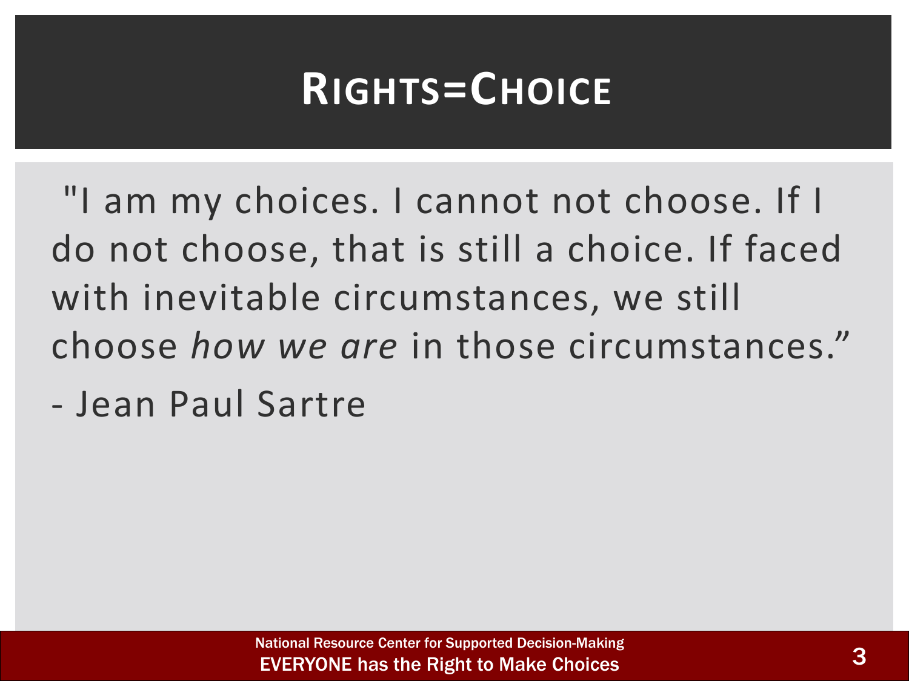# Rights=Choice

"I am my choices. I cannot not choose. If I do not choose, that is still a choice. If faced with inevitable circumstances, we still choose *how we are* in those circumstances."

- Jean Paul Sartre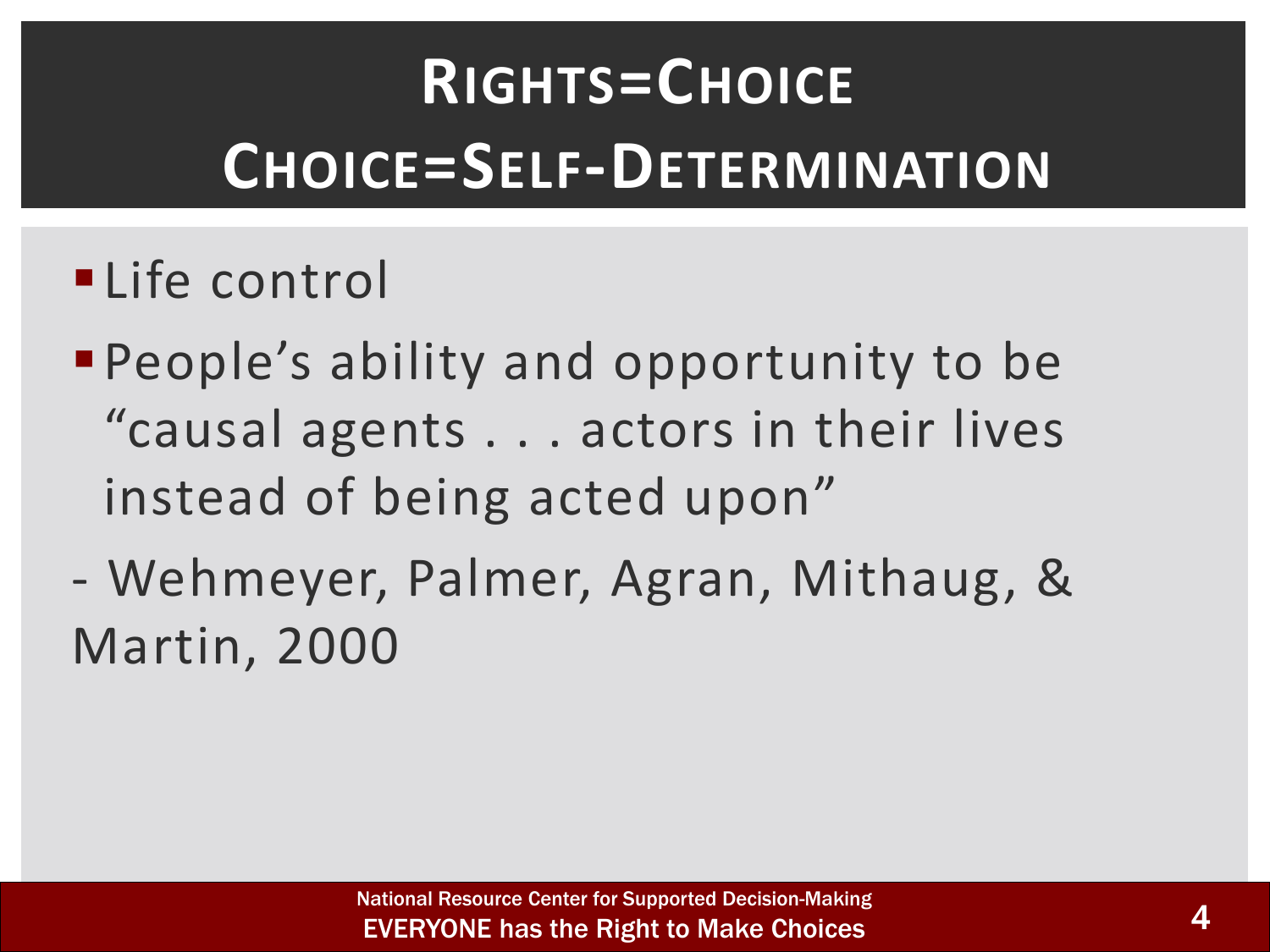# Rights=Choice
# Choice=Self-Determination

- Life control
- People's ability and opportunity to be "causal agents . . . actors in their lives instead of being acted upon"

- Wehmeyer, Palmer, Agran, Mithaug, & Martin, 2000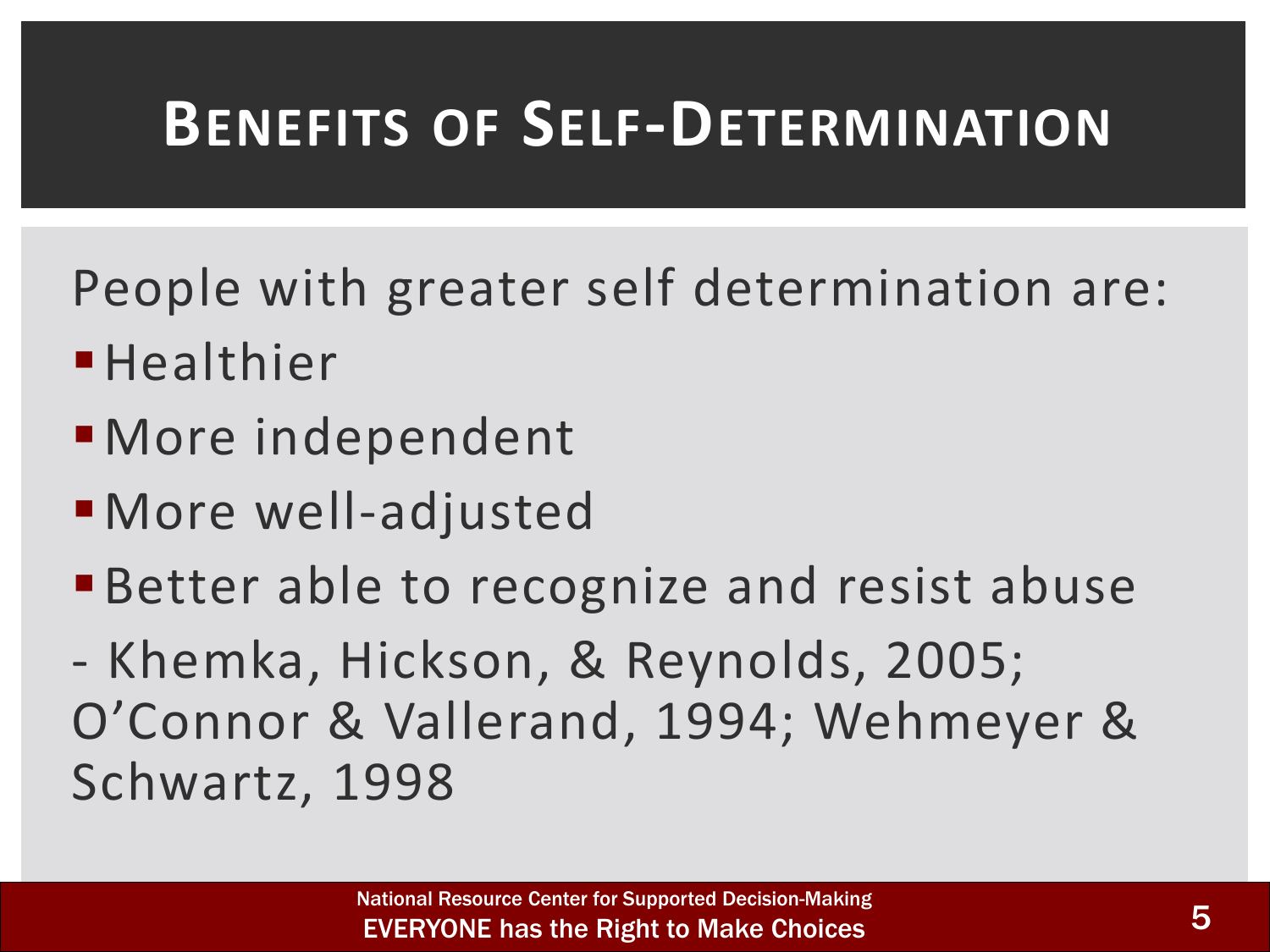# Benefits of Self-Determination

People with greater self determination are:

- Healthier
- More independent
- More well-adjusted
- Better able to recognize and resist abuse

- Khemka, Hickson, & Reynolds, 2005; O'Connor & Vallerand, 1994; Wehmeyer & Schwartz, 1998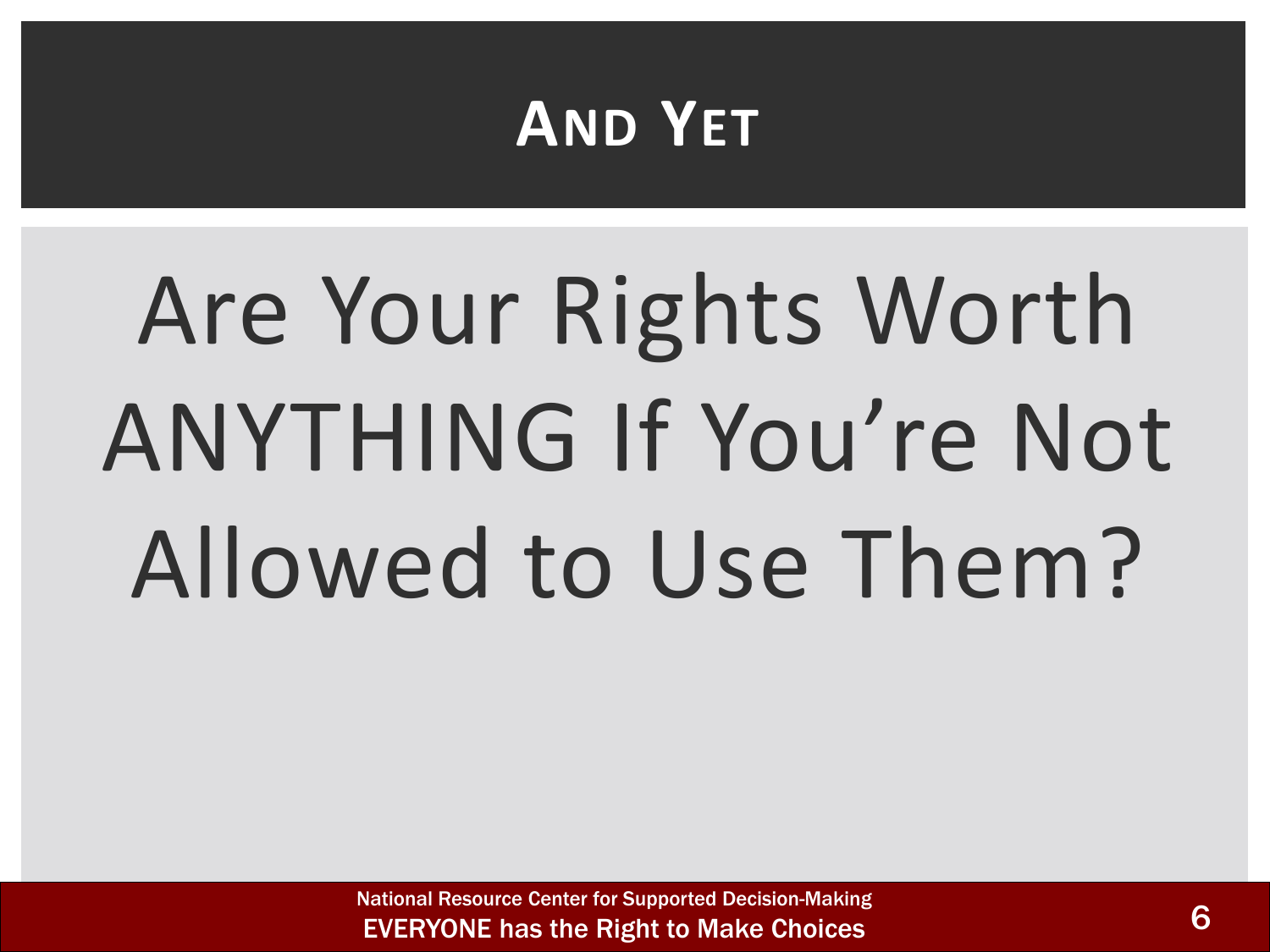# AND YET

Are Your Rights Worth ANYTHING If You're Not Allowed to Use Them?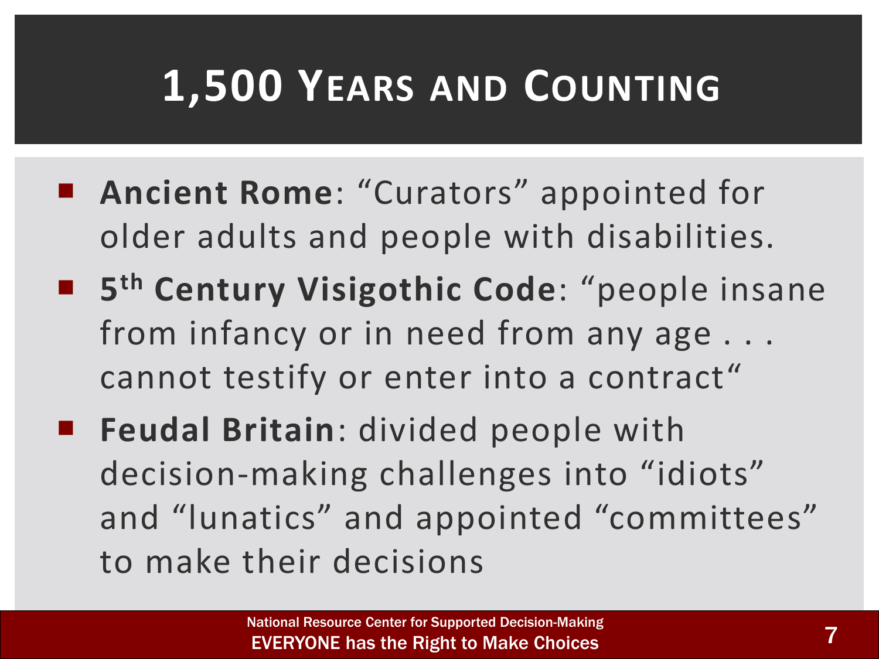# 1,500 Years and Counting

- **Ancient Rome**: "Curators" appointed for older adults and people with disabilities.
- **5th Century Visigothic Code**: "people insane from infancy or in need from any age . . . cannot testify or enter into a contract"
- **Feudal Britain**: divided people with decision-making challenges into "idiots" and "lunatics" and appointed "committees" to make their decisions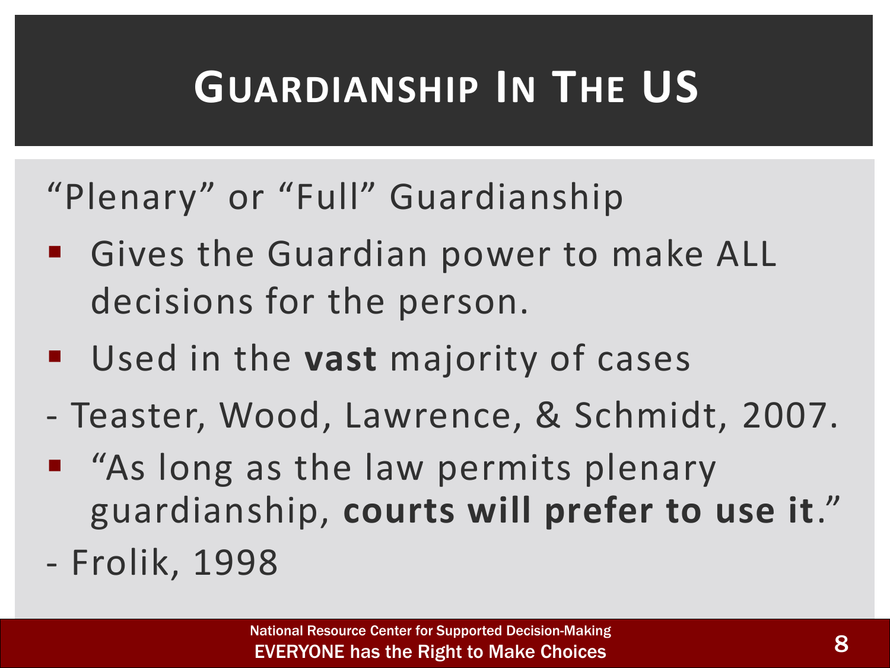# Guardianship In The US

"Plenary" or "Full" Guardianship

- Gives the Guardian power to make ALL decisions for the person.
- Used in the **vast** majority of cases

- Teaster, Wood, Lawrence, & Schmidt, 2007.

- "As long as the law permits plenary guardianship, **courts will prefer to use it**."

- Frolik, 1998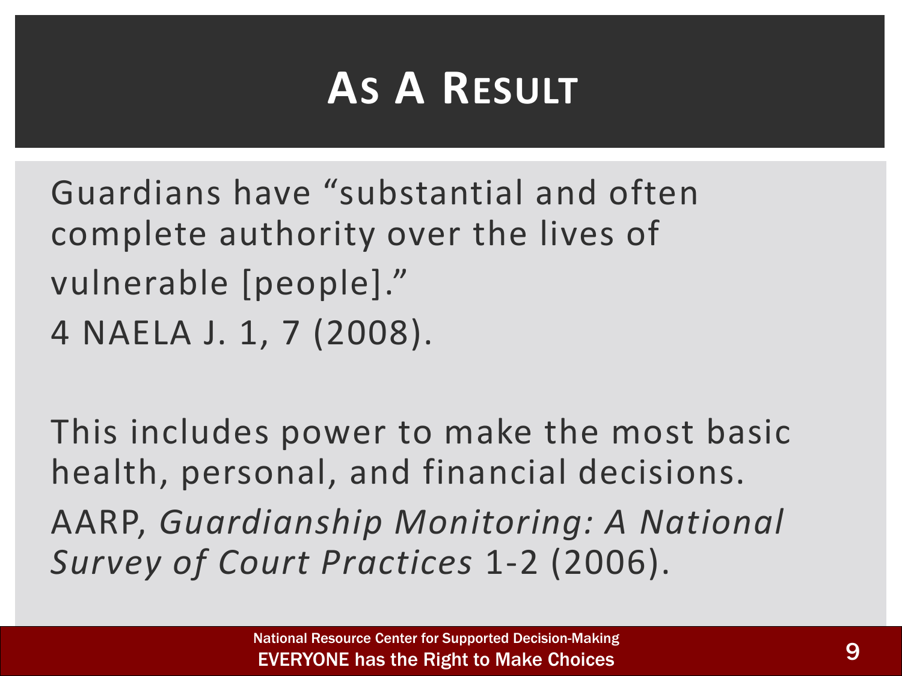# As A Result

Guardians have "substantial and often complete authority over the lives of vulnerable [people]."
4 NAELA J. 1, 7 (2008).

This includes power to make the most basic health, personal, and financial decisions.
AARP, *Guardianship Monitoring: A National Survey of Court Practices* 1-2 (2006).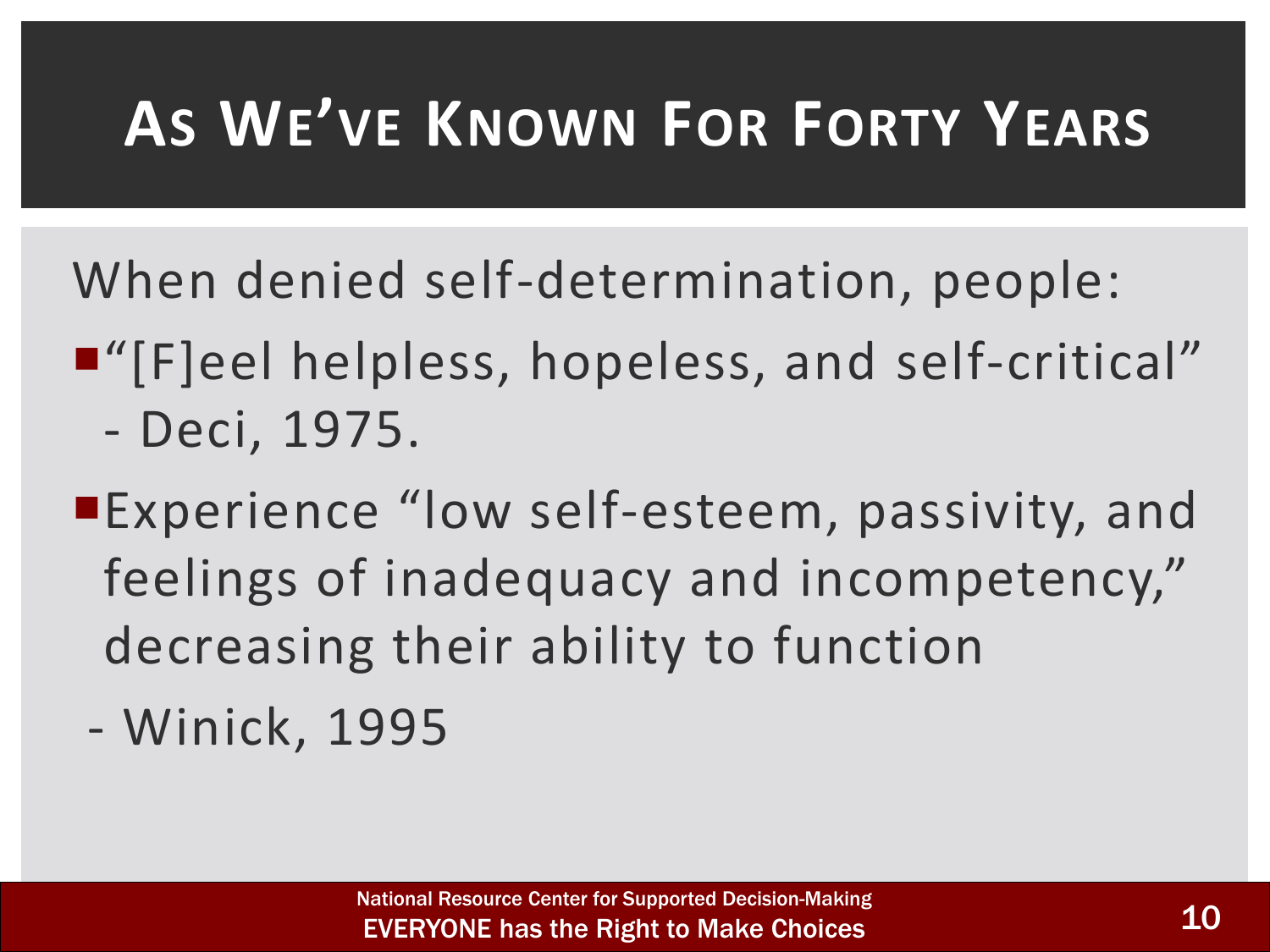# As We've Known For Forty Years

When denied self-determination, people:

- "[F]eel helpless, hopeless, and self-critical" - Deci, 1975.
- Experience "low self-esteem, passivity, and feelings of inadequacy and incompetency," decreasing their ability to function

- Winick, 1995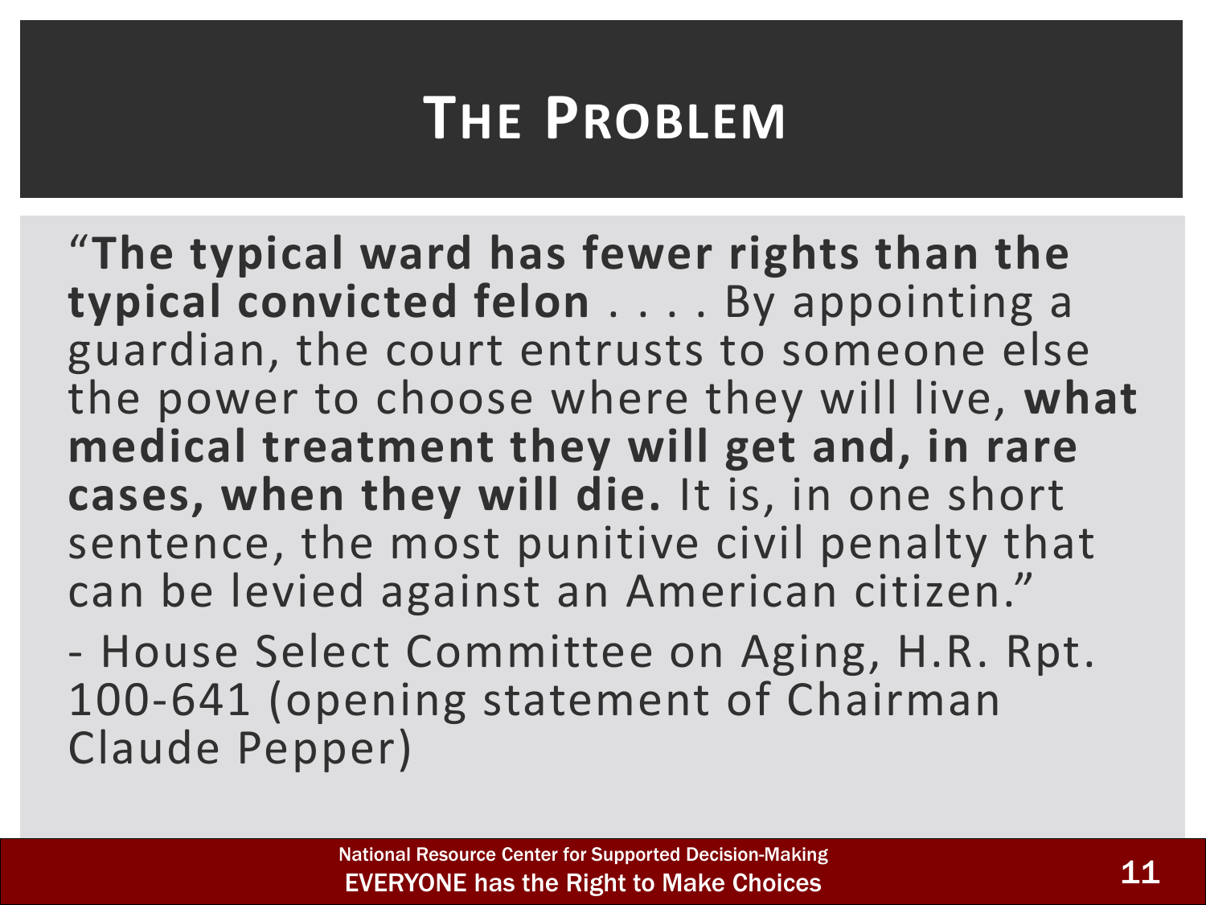# The Problem

"**The typical ward has fewer rights than the typical convicted felon** . . . . By appointing a guardian, the court entrusts to someone else the power to choose where they will live, **what medical treatment they will get and, in rare cases, when they will die.** It is, in one short sentence, the most punitive civil penalty that can be levied against an American citizen."

- House Select Committee on Aging, H.R. Rpt. 100-641 (opening statement of Chairman Claude Pepper)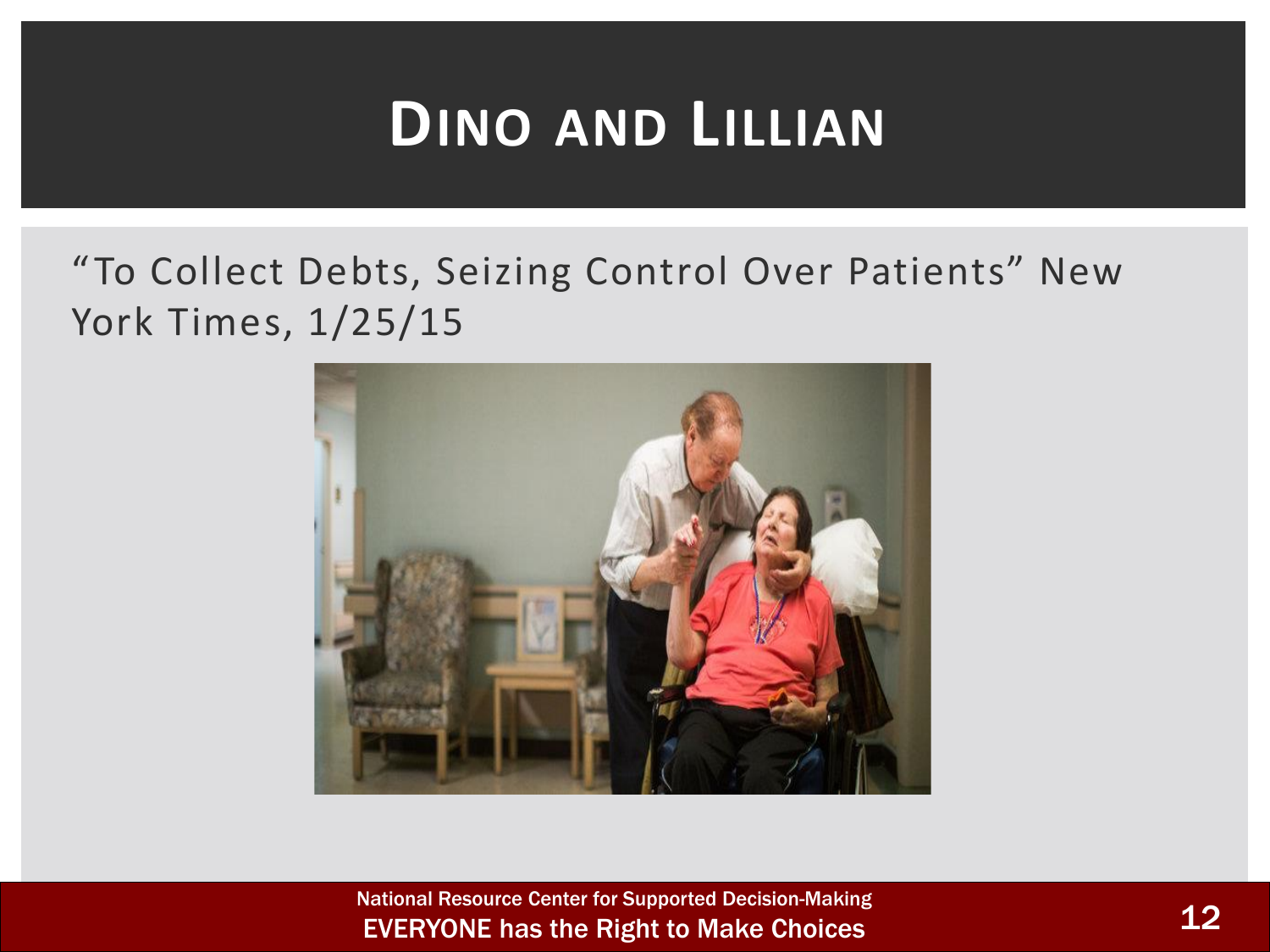# Dino and Lillian

"To Collect Debts, Seizing Control Over Patients" New York Times, 1/25/15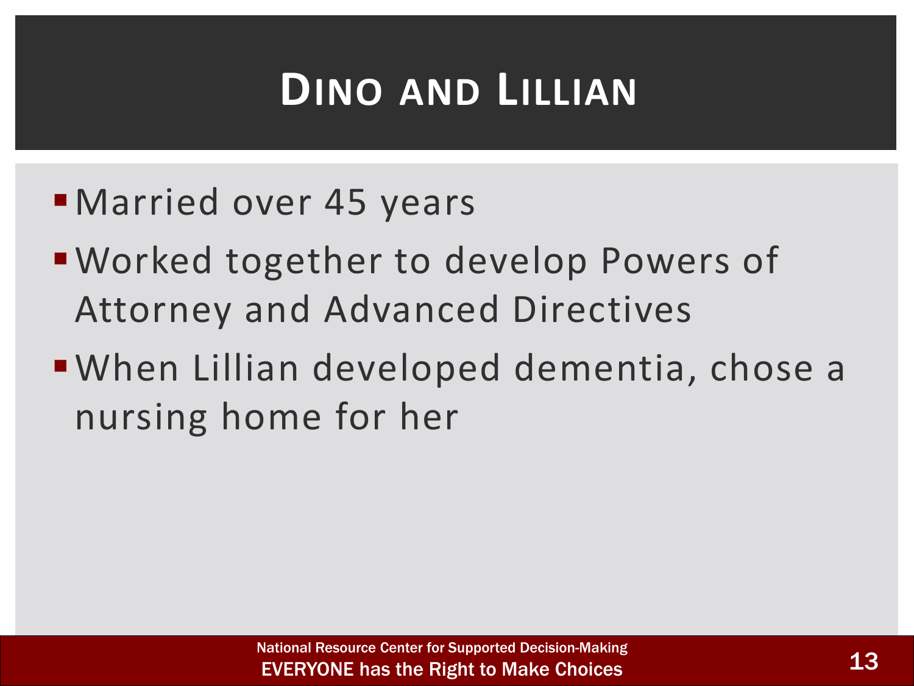# Dino and Lillian

- Married over 45 years
- Worked together to develop Powers of Attorney and Advanced Directives
- When Lillian developed dementia, chose a nursing home for her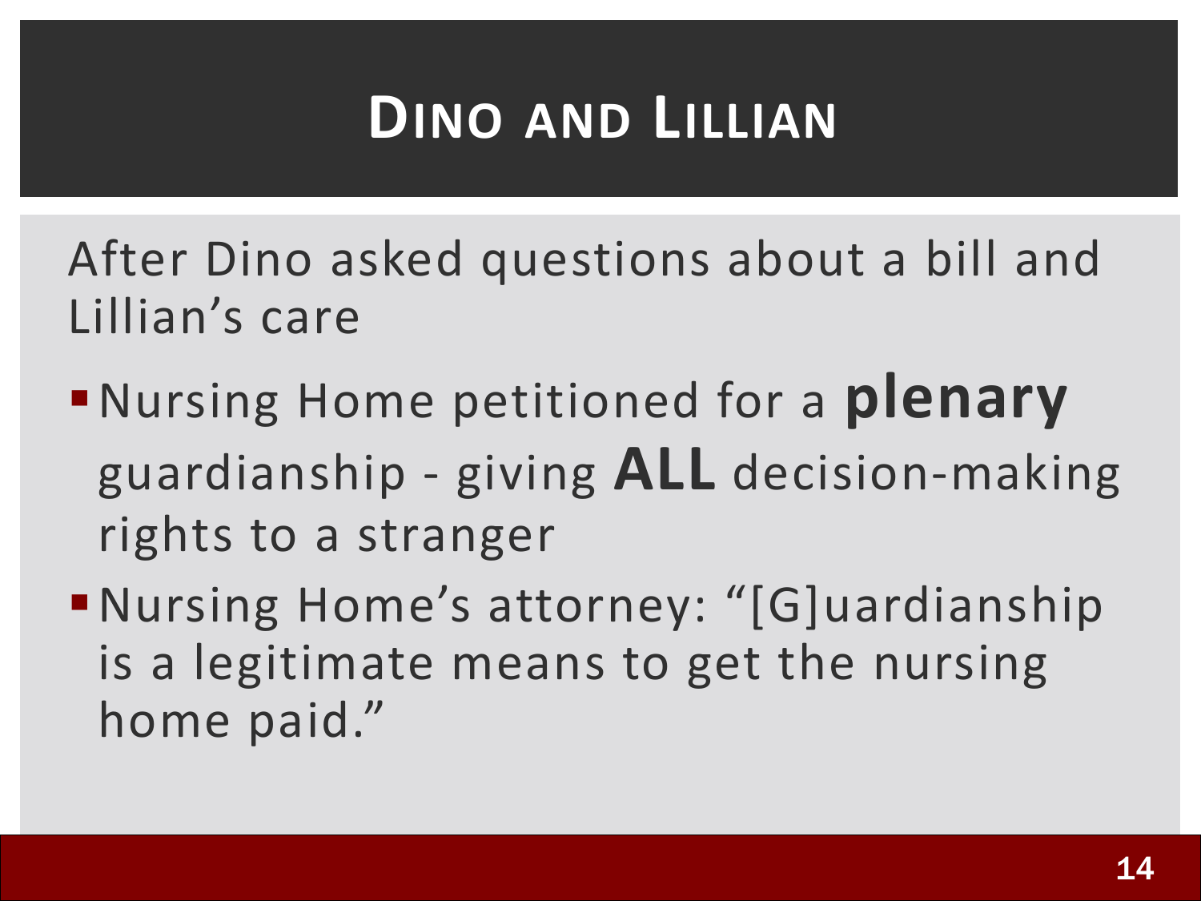# Dino and Lillian

After Dino asked questions about a bill and Lillian's care

- Nursing Home petitioned for a **plenary** guardianship - giving **ALL** decision-making rights to a stranger
- Nursing Home's attorney: "[G]uardianship is a legitimate means to get the nursing home paid."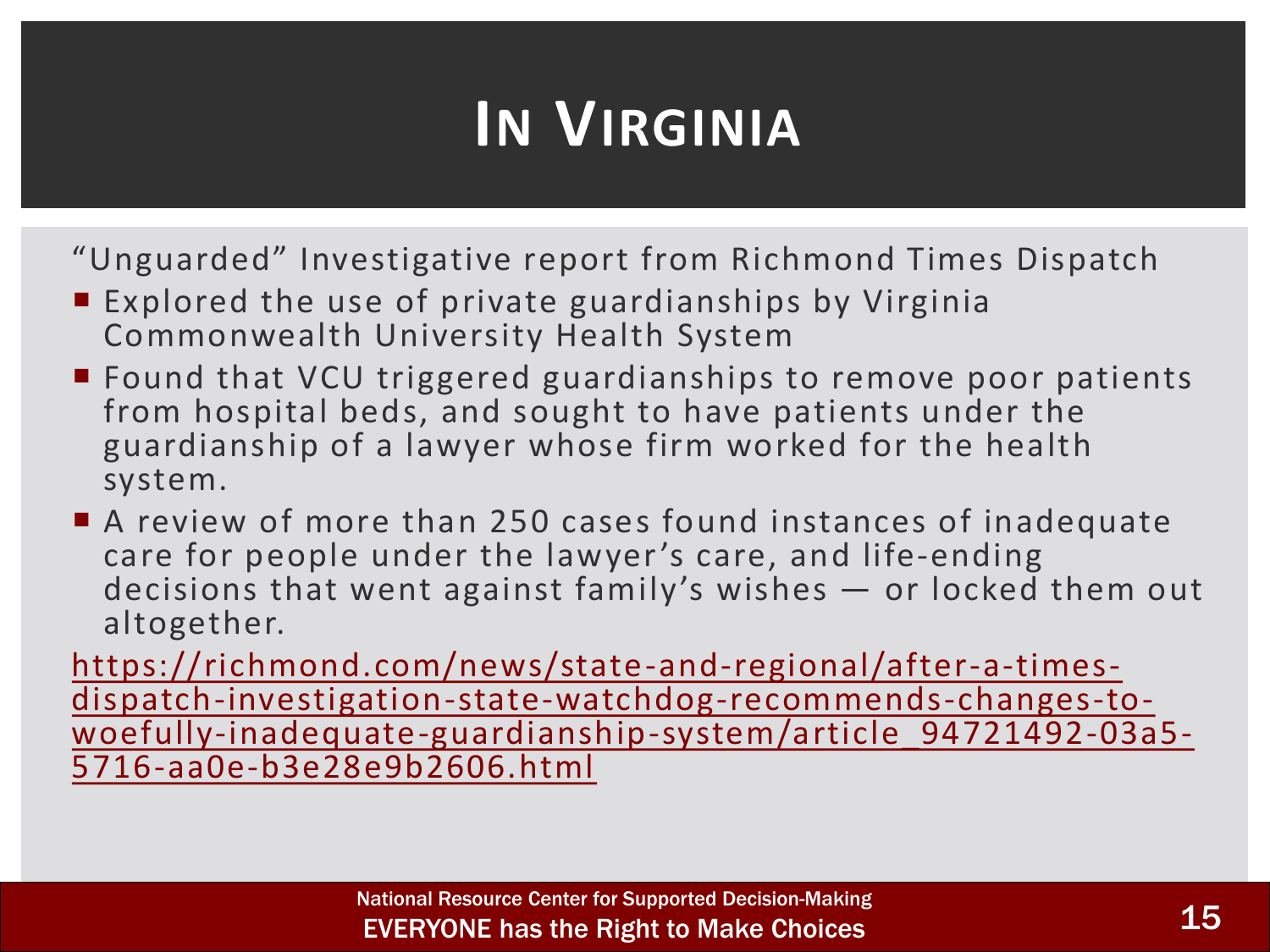# In Virginia

"Unguarded" Investigative report from Richmond Times Dispatch

- Explored the use of private guardianships by Virginia Commonwealth University Health System
- Found that VCU triggered guardianships to remove poor patients from hospital beds, and sought to have patients under the guardianship of a lawyer whose firm worked for the health system.
- A review of more than 250 cases found instances of inadequate care for people under the lawyer's care, and life-ending decisions that went against family's wishes — or locked them out altogether.

https://richmond.com/news/state-and-regional/after-a-times-dispatch-investigation-state-watchdog-recommends-changes-to-woefully-inadequate-guardianship-system/article_94721492-03a5-5716-aa0e-b3e28e9b2606.html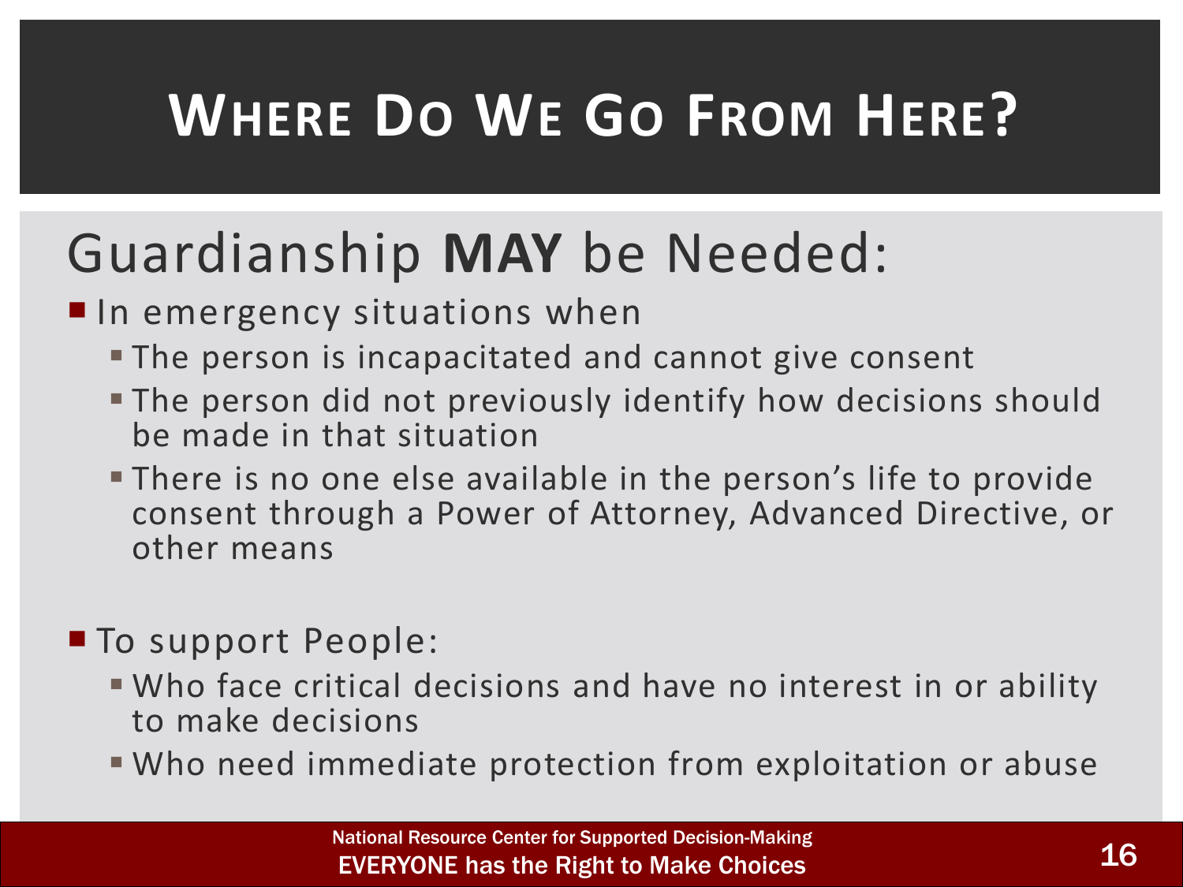# Where Do We Go From Here?

## Guardianship **MAY** be Needed:

- In emergency situations when
  - The person is incapacitated and cannot give consent
  - The person did not previously identify how decisions should be made in that situation
  - There is no one else available in the person's life to provide consent through a Power of Attorney, Advanced Directive, or other means

- To support People:
  - Who face critical decisions and have no interest in or ability to make decisions
  - Who need immediate protection from exploitation or abuse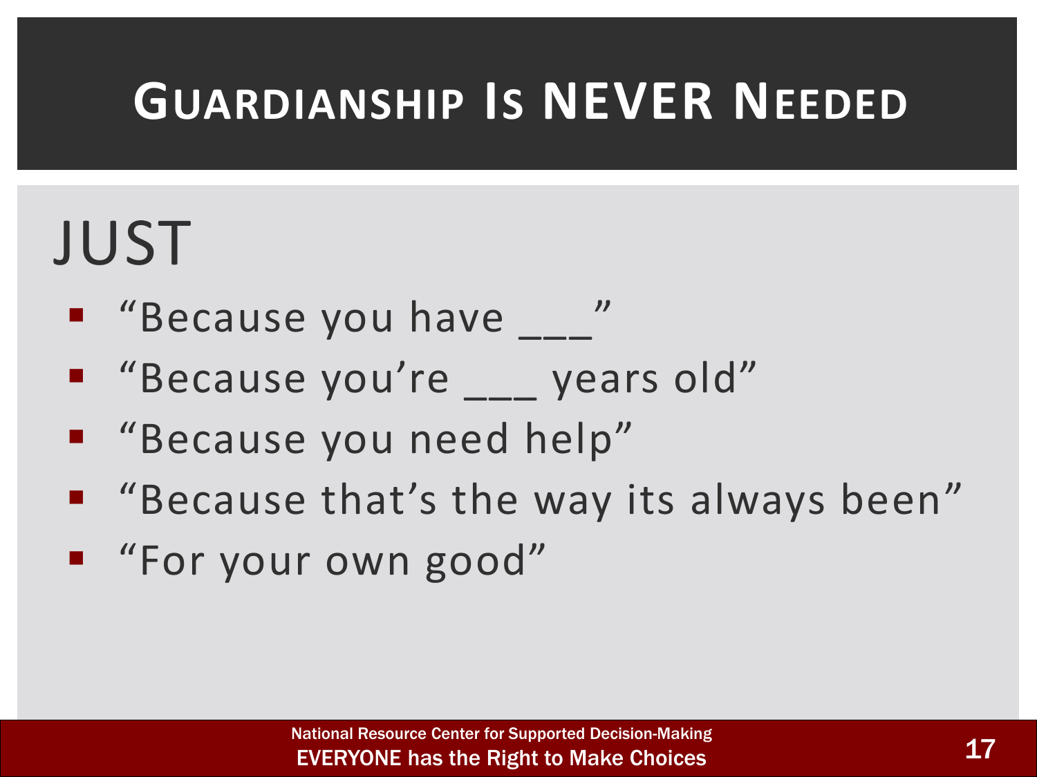# Guardianship Is NEVER Needed

JUST

- "Because you have ___"
- "Because you're ___ years old"
- "Because you need help"
- "Because that's the way its always been"
- "For your own good"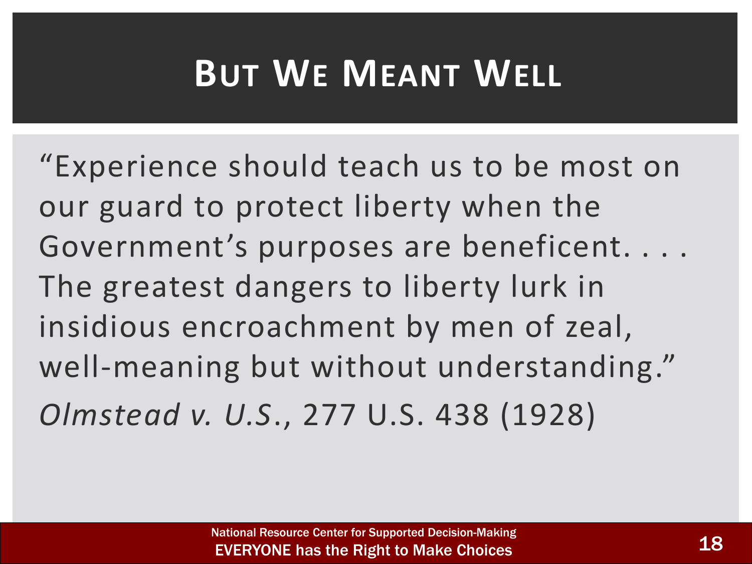# But We Meant Well

"Experience should teach us to be most on our guard to protect liberty when the Government's purposes are beneficent. . . . The greatest dangers to liberty lurk in insidious encroachment by men of zeal, well-meaning but without understanding."

*Olmstead v. U.S*., 277 U.S. 438 (1928)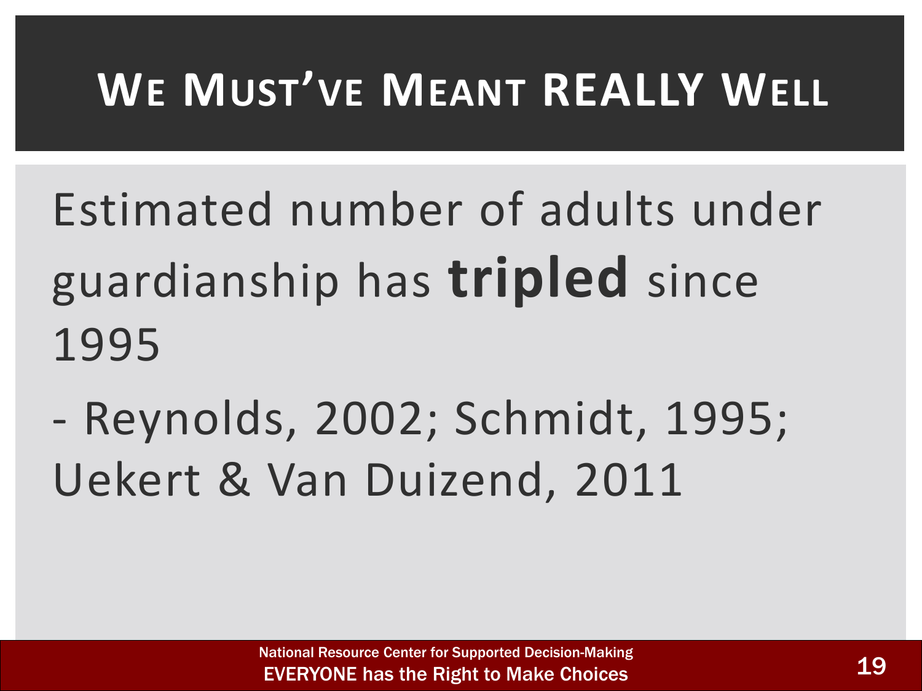# We Must've Meant REALLY Well

Estimated number of adults under guardianship has **tripled** since 1995

- Reynolds, 2002; Schmidt, 1995; Uekert & Van Duizend, 2011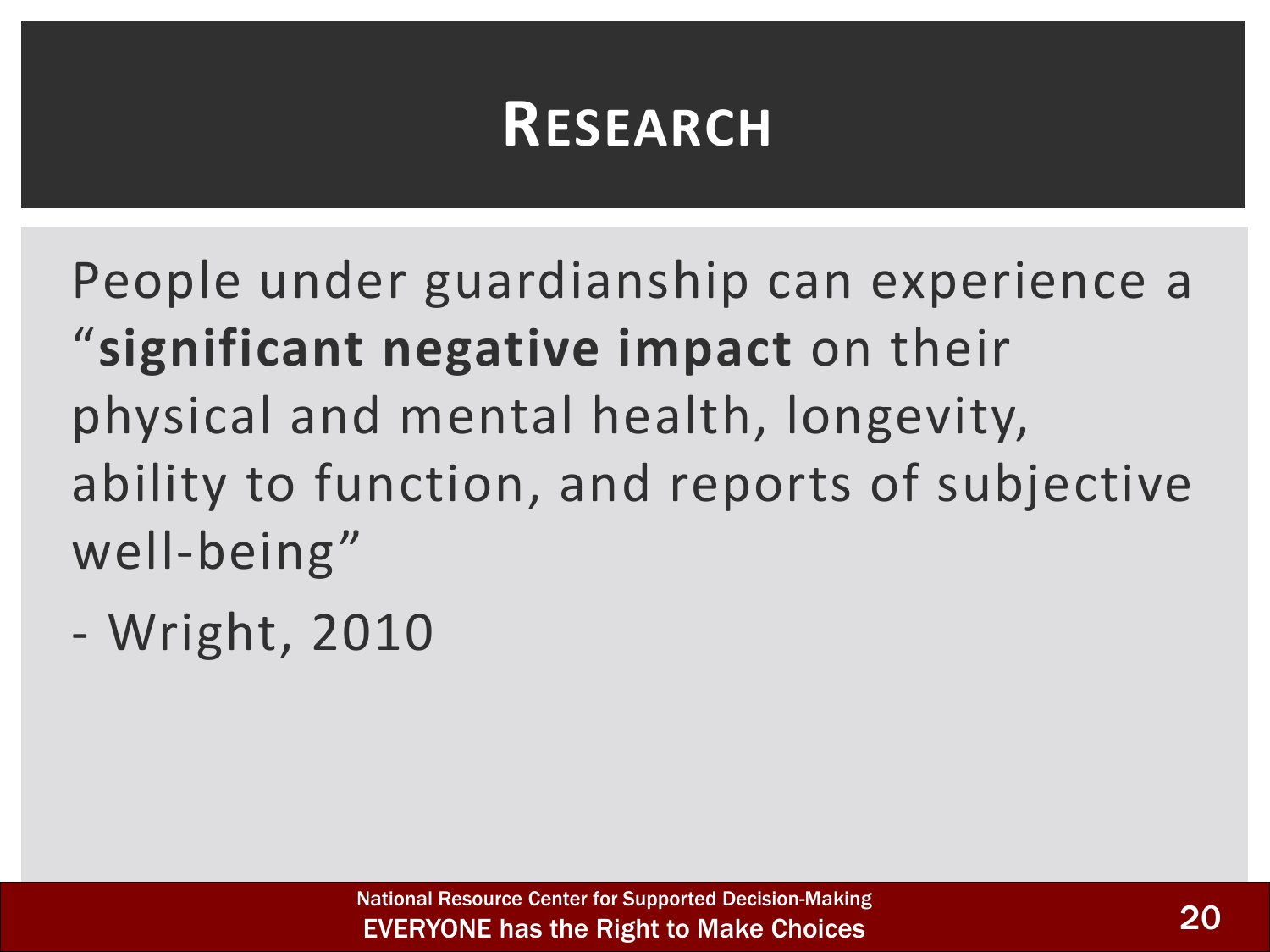# Research

People under guardianship can experience a "**significant negative impact** on their physical and mental health, longevity, ability to function, and reports of subjective well-being"

- Wright, 2010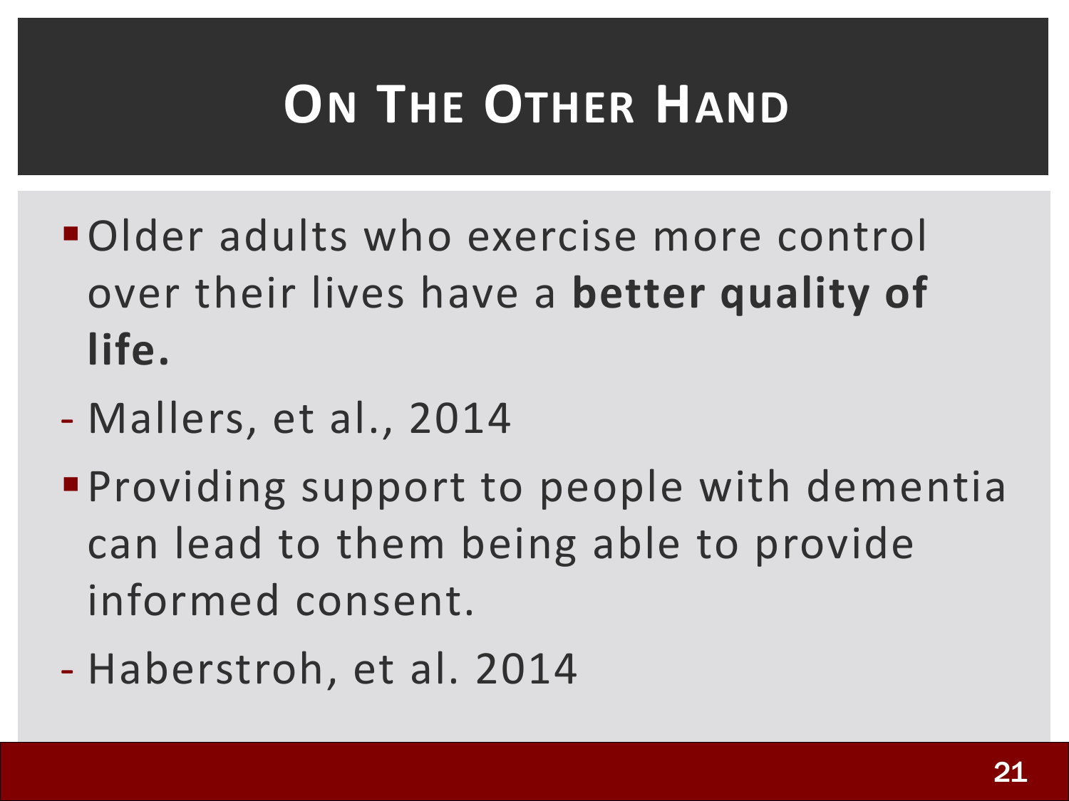# On The Other Hand

- Older adults who exercise more control over their lives have a **better quality of life.**

- Mallers, et al., 2014

- Providing support to people with dementia can lead to them being able to provide informed consent.

- Haberstroh, et al. 2014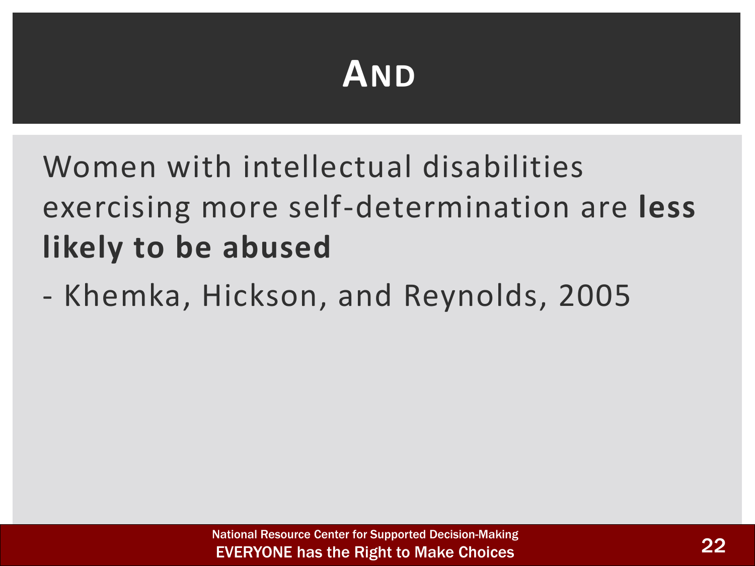# AND

Women with intellectual disabilities exercising more self-determination are **less likely to be abused**

- Khemka, Hickson, and Reynolds, 2005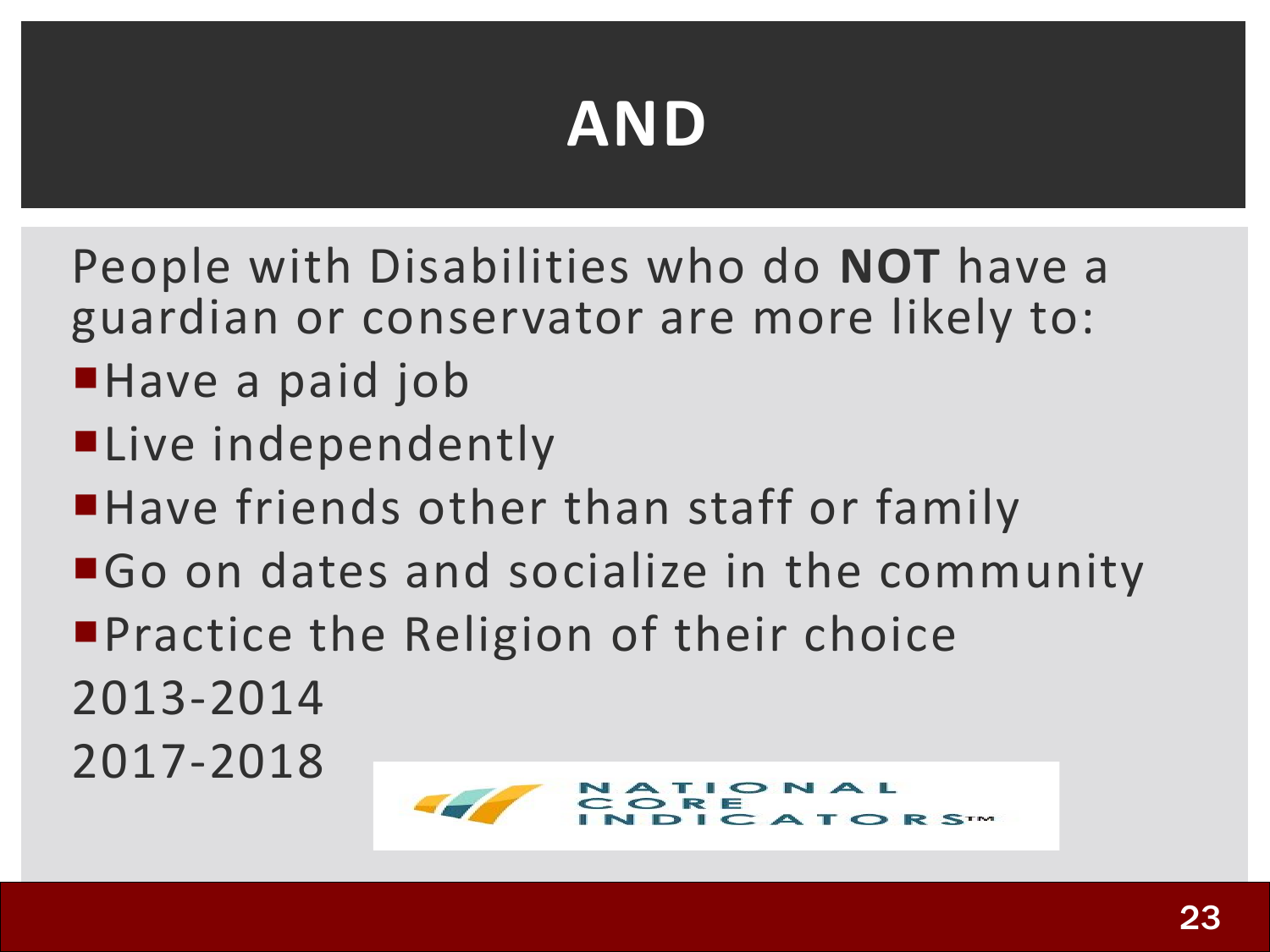# AND

People with Disabilities who do **NOT** have a guardian or conservator are more likely to:

- Have a paid job
- Live independently
- Have friends other than staff or family
- Go on dates and socialize in the community
- Practice the Religion of their choice

2013-2014

2017-2018

NATIONAL CORE INDICATORS™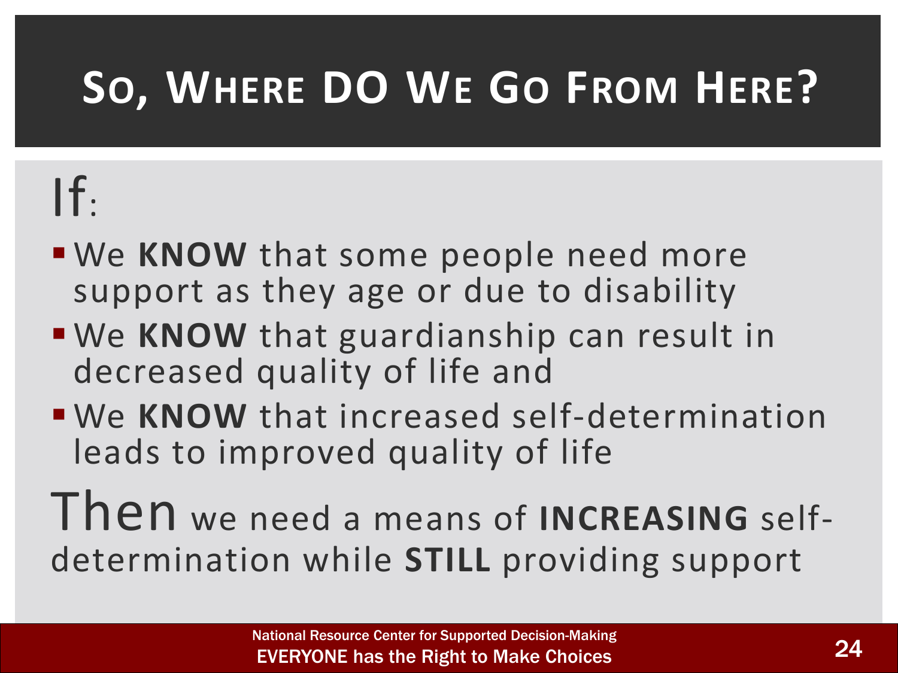# So, Where DO We Go From Here?

If:

- We **KNOW** that some people need more support as they age or due to disability
- We **KNOW** that guardianship can result in decreased quality of life and
- We **KNOW** that increased self-determination leads to improved quality of life

Then we need a means of **INCREASING** self-determination while **STILL** providing support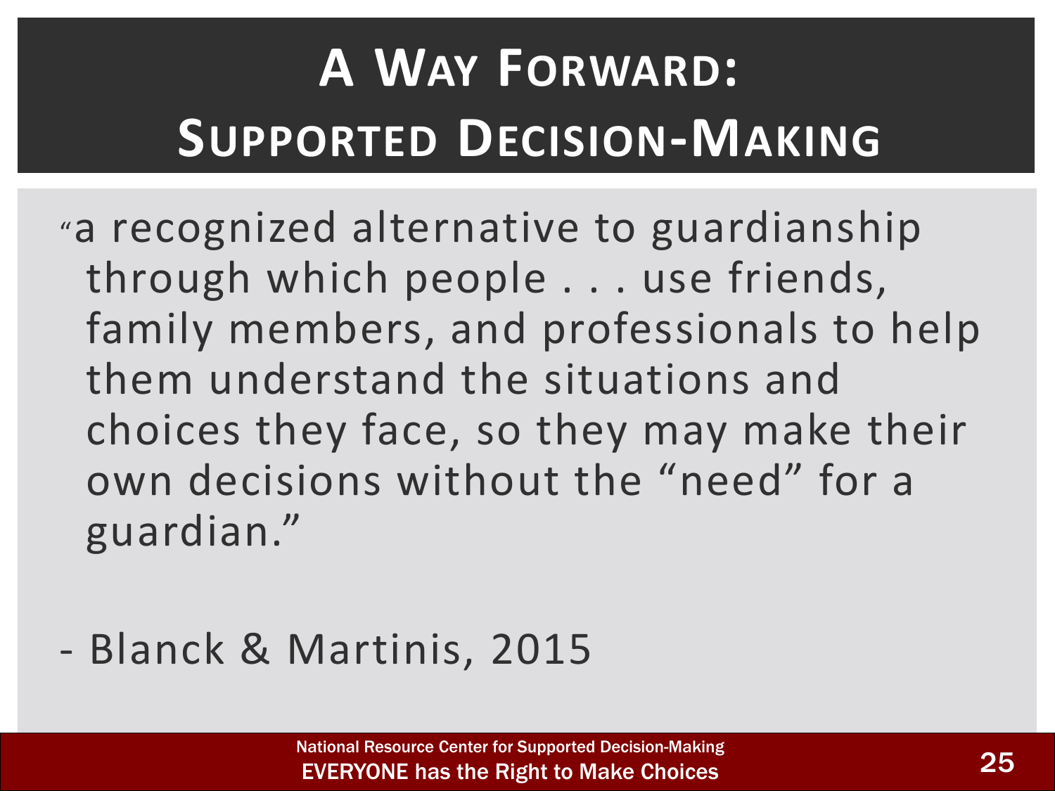# A Way Forward: Supported Decision-Making

"a recognized alternative to guardianship through which people . . . use friends, family members, and professionals to help them understand the situations and choices they face, so they may make their own decisions without the "need" for a guardian."

- Blanck & Martinis, 2015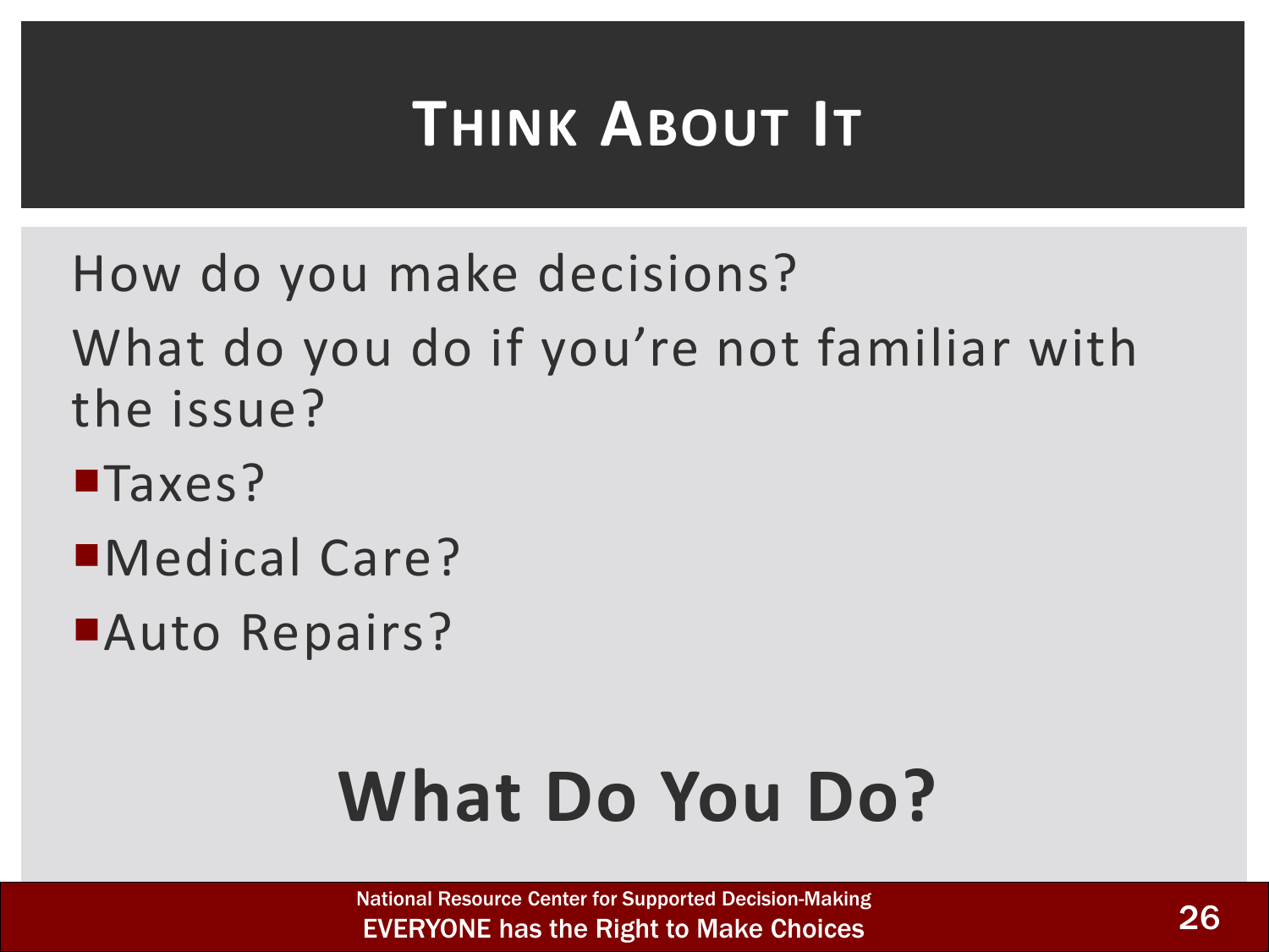# Think About It

How do you make decisions?

What do you do if you're not familiar with the issue?

- Taxes?
- Medical Care?
- Auto Repairs?

## What Do You Do?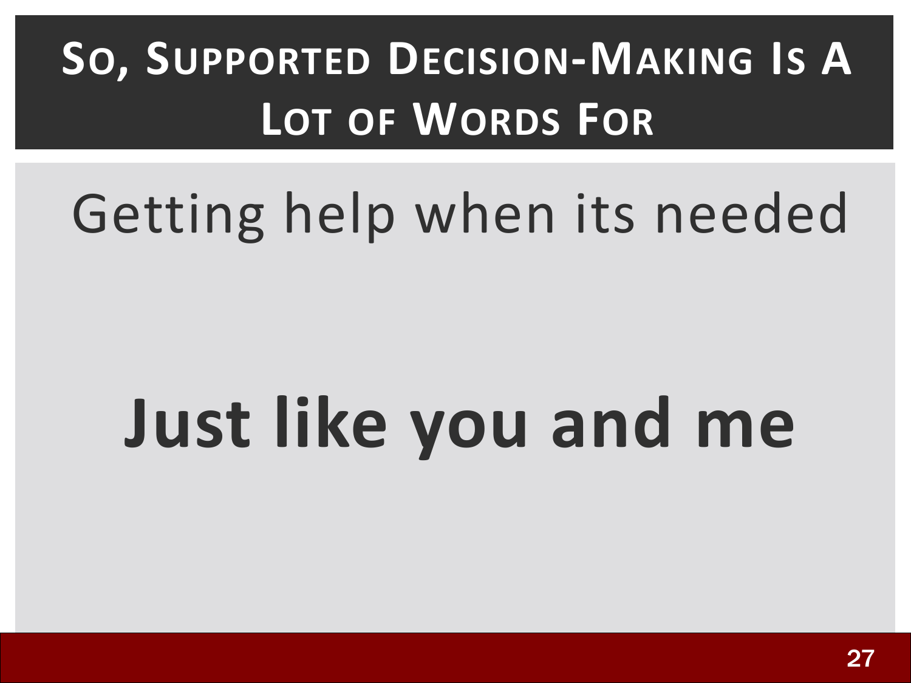# So, Supported Decision-Making Is A Lot of Words For

Getting help when its needed

**Just like you and me**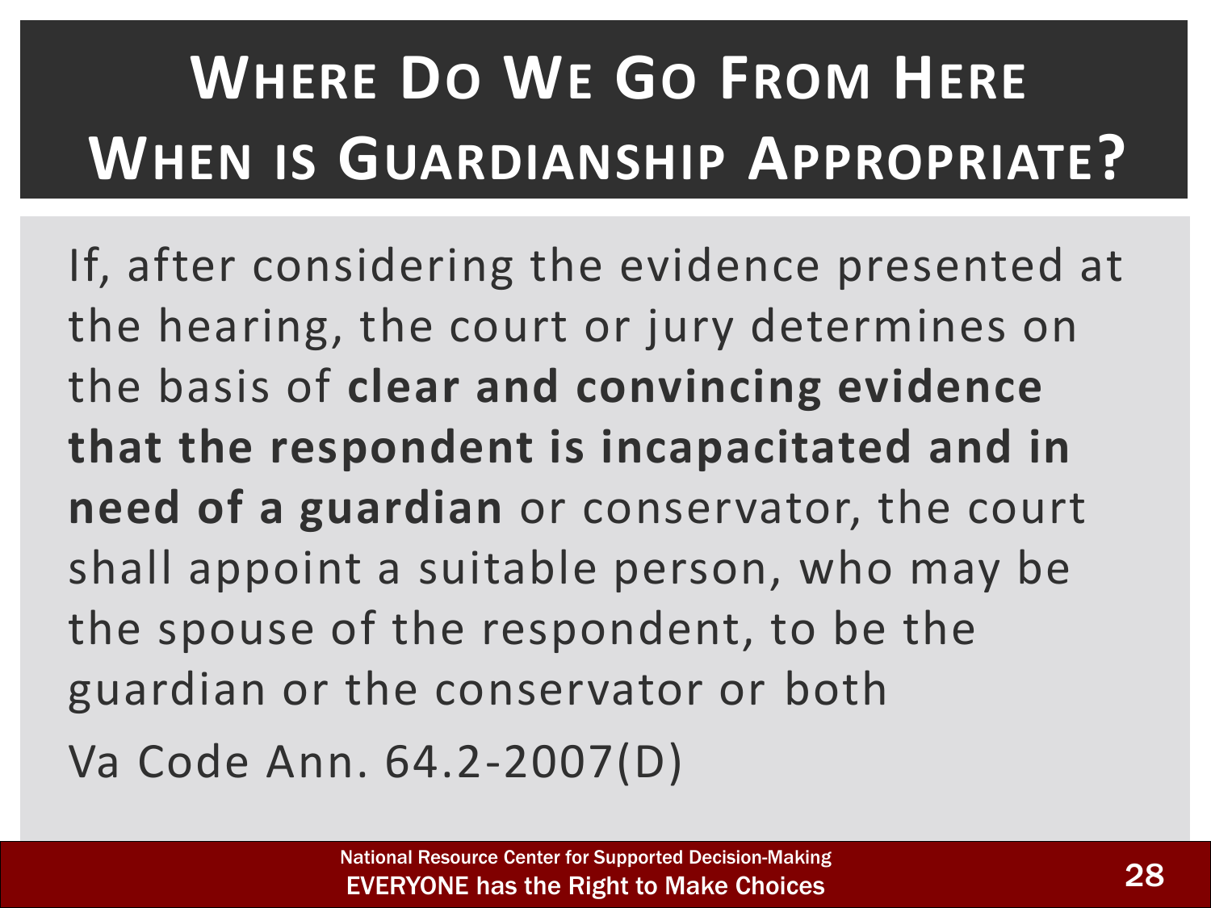# Where Do We Go From Here
# When is Guardianship Appropriate?

If, after considering the evidence presented at the hearing, the court or jury determines on the basis of **clear and convincing evidence that the respondent is incapacitated and in need of a guardian** or conservator, the court shall appoint a suitable person, who may be the spouse of the respondent, to be the guardian or the conservator or both

Va Code Ann. 64.2-2007(D)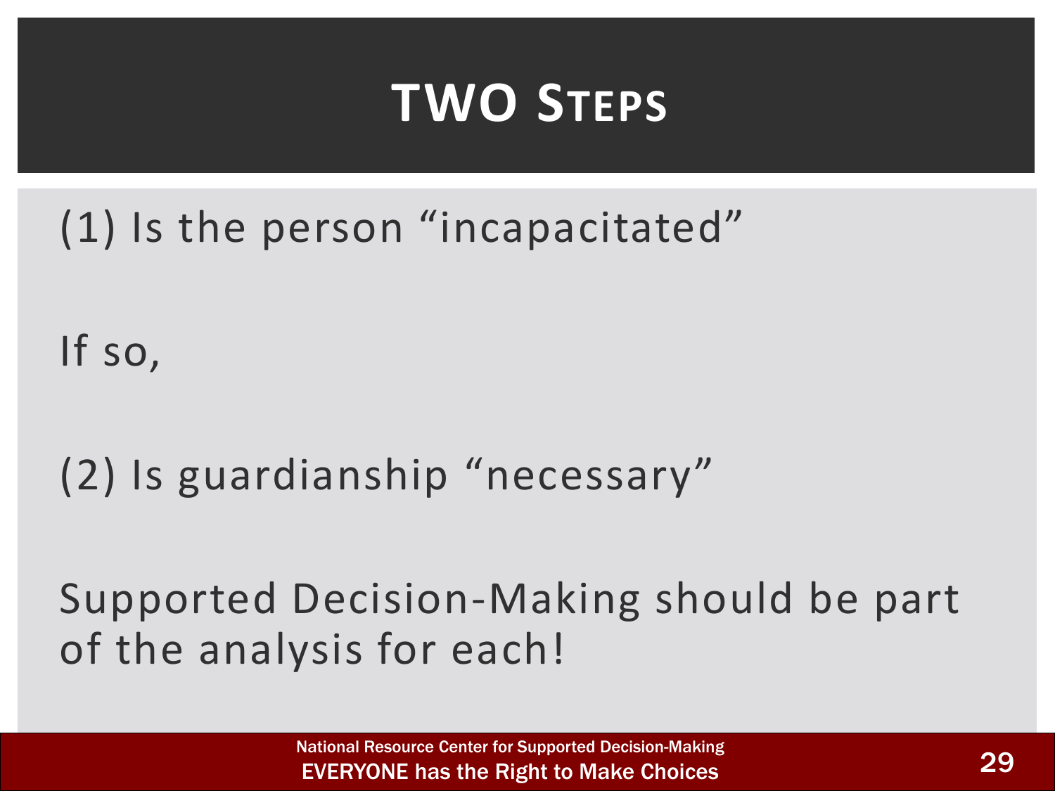# TWO STEPS

(1) Is the person "incapacitated"

If so,

(2) Is guardianship "necessary"

Supported Decision-Making should be part of the analysis for each!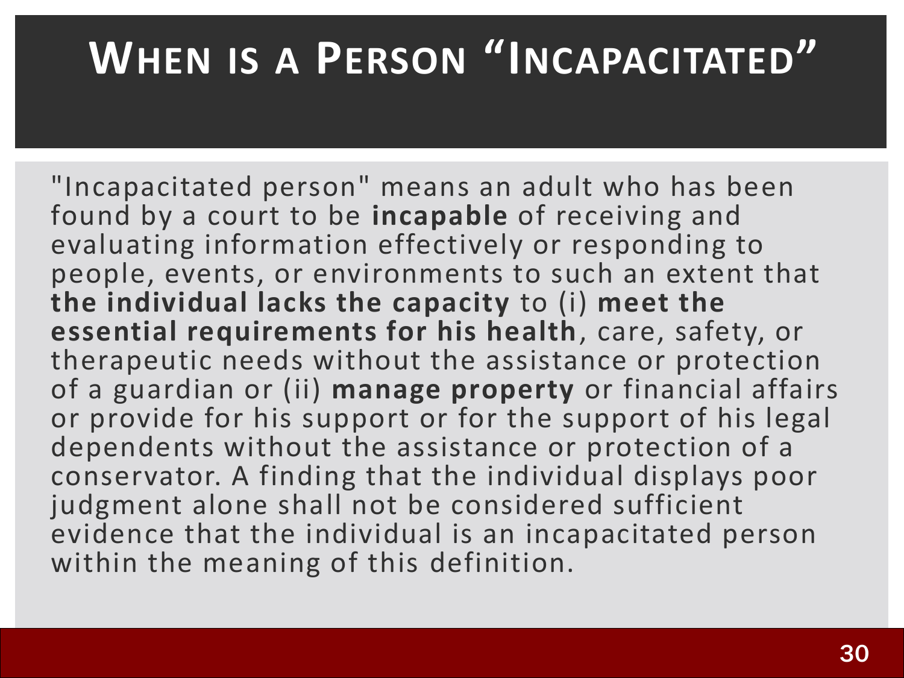# When is a Person "Incapacitated"

"Incapacitated person" means an adult who has been found by a court to be **incapable** of receiving and evaluating information effectively or responding to people, events, or environments to such an extent that **the individual lacks the capacity** to (i) **meet the essential requirements for his health**, care, safety, or therapeutic needs without the assistance or protection of a guardian or (ii) **manage property** or financial affairs or provide for his support or for the support of his legal dependents without the assistance or protection of a conservator. A finding that the individual displays poor judgment alone shall not be considered sufficient evidence that the individual is an incapacitated person within the meaning of this definition.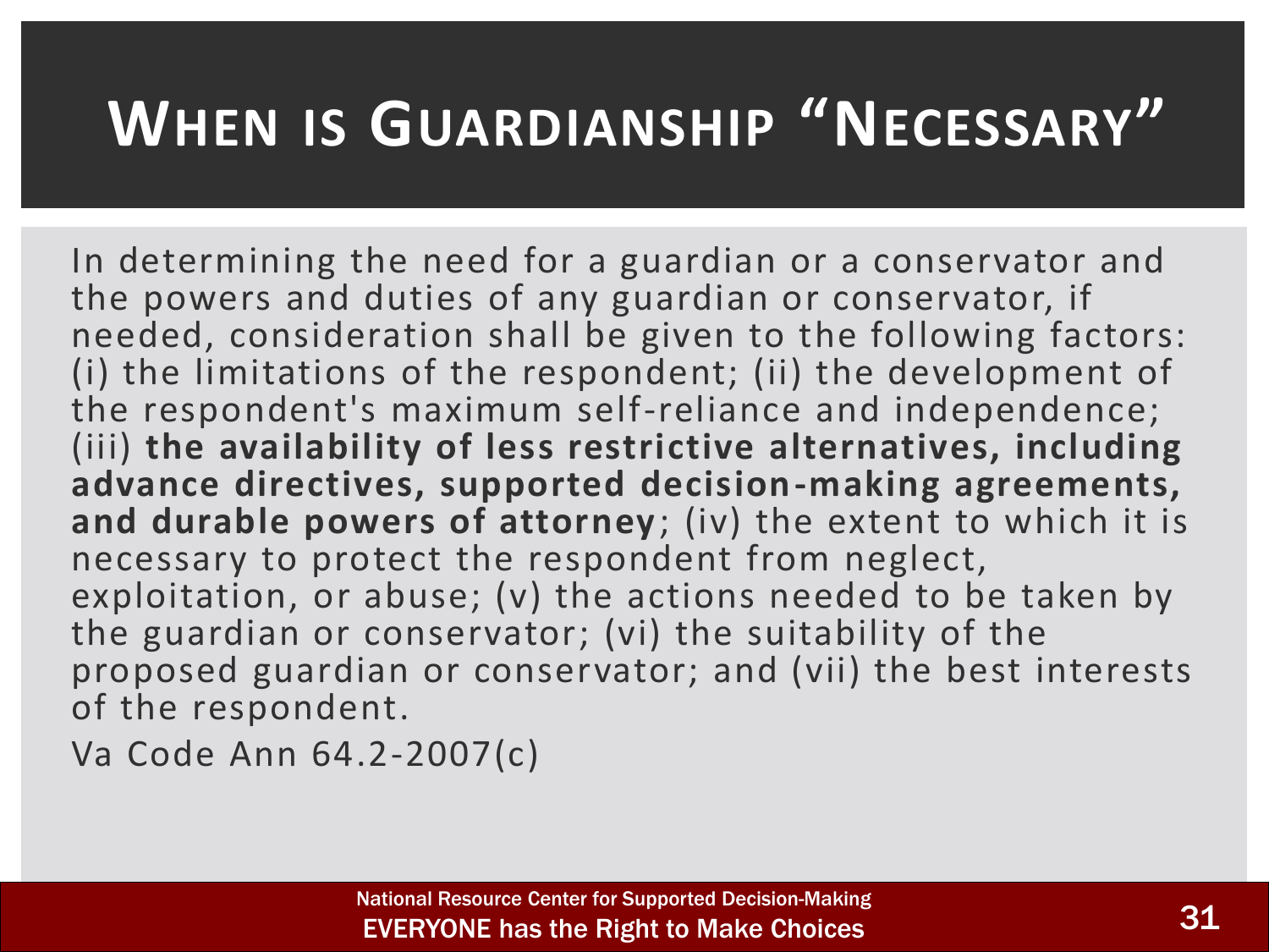# When is Guardianship "Necessary"

In determining the need for a guardian or a conservator and the powers and duties of any guardian or conservator, if needed, consideration shall be given to the following factors: (i) the limitations of the respondent; (ii) the development of the respondent's maximum self-reliance and independence; (iii) **the availability of less restrictive alternatives, including advance directives, supported decision-making agreements, and durable powers of attorney**; (iv) the extent to which it is necessary to protect the respondent from neglect, exploitation, or abuse; (v) the actions needed to be taken by the guardian or conservator; (vi) the suitability of the proposed guardian or conservator; and (vii) the best interests of the respondent.

Va Code Ann 64.2-2007(c)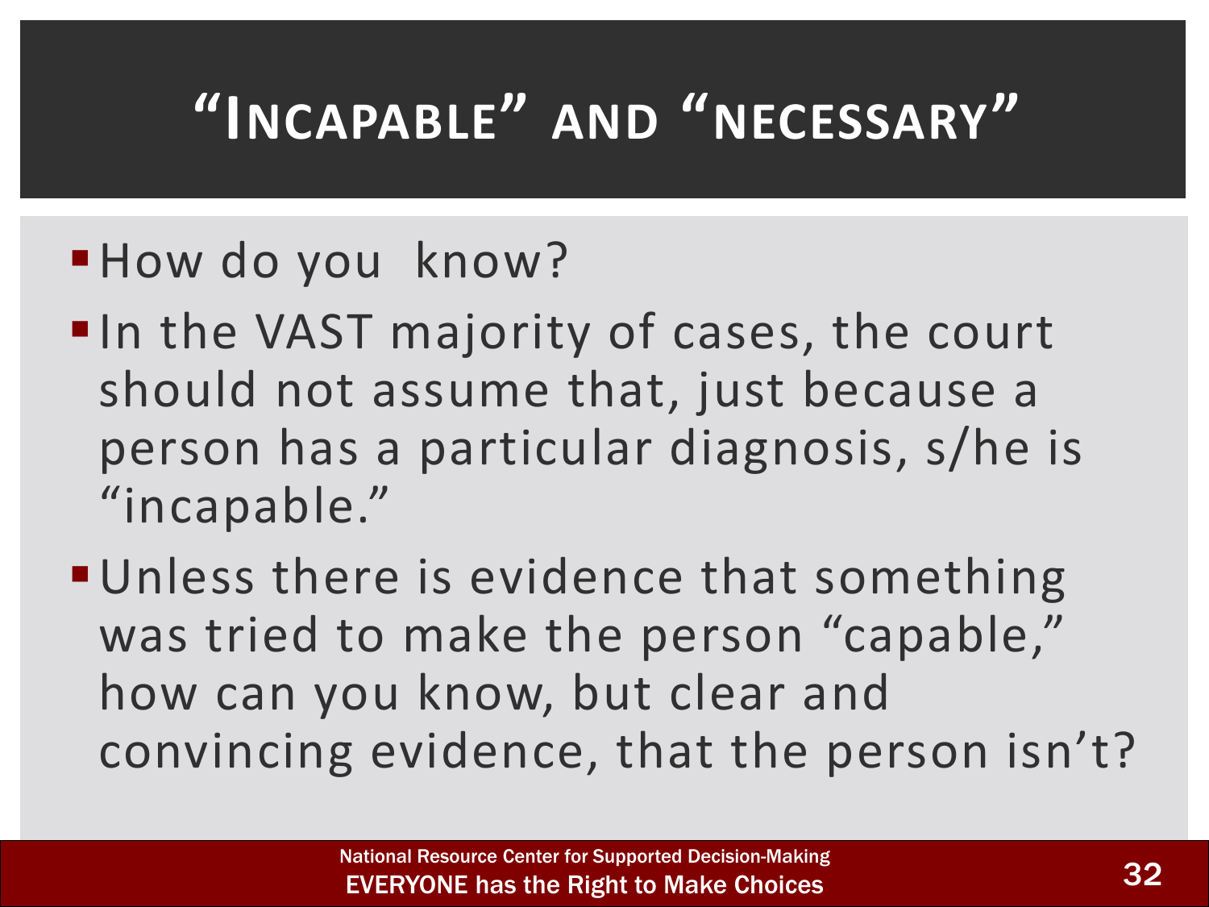# "Incapable" and "necessary"

- How do you know?
- In the VAST majority of cases, the court should not assume that, just because a person has a particular diagnosis, s/he is "incapable."
- Unless there is evidence that something was tried to make the person "capable," how can you know, but clear and convincing evidence, that the person isn't?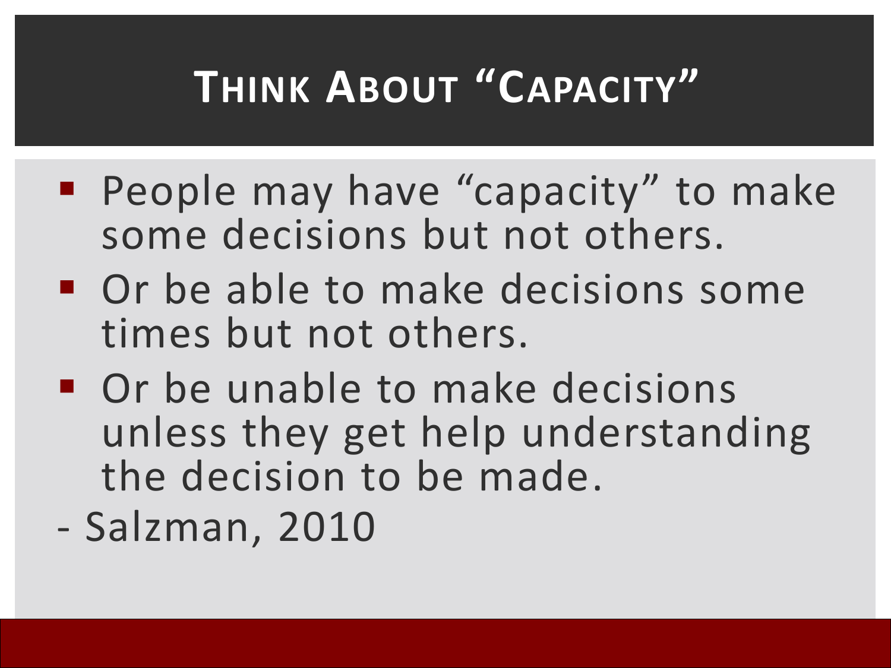# Think About "Capacity"

- People may have "capacity" to make some decisions but not others.
- Or be able to make decisions some times but not others.
- Or be unable to make decisions unless they get help understanding the decision to be made.

\- Salzman, 2010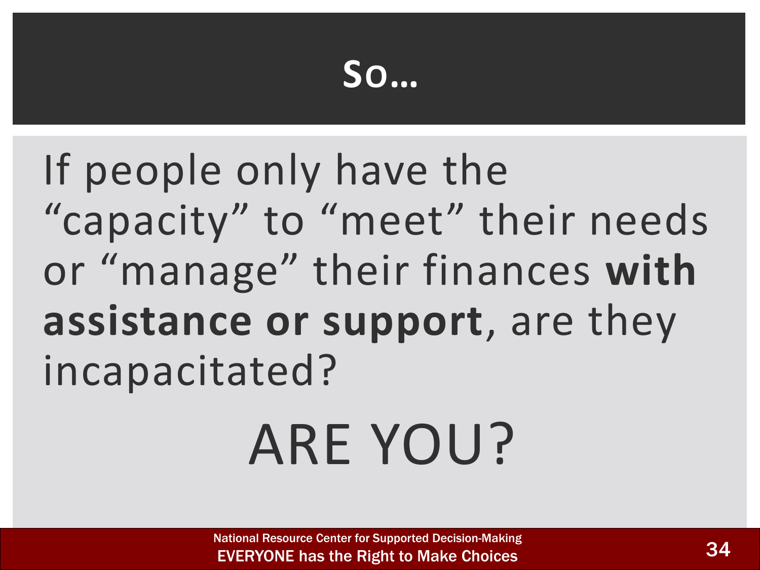# So…

If people only have the "capacity" to "meet" their needs or "manage" their finances **with assistance or support**, are they incapacitated?

ARE YOU?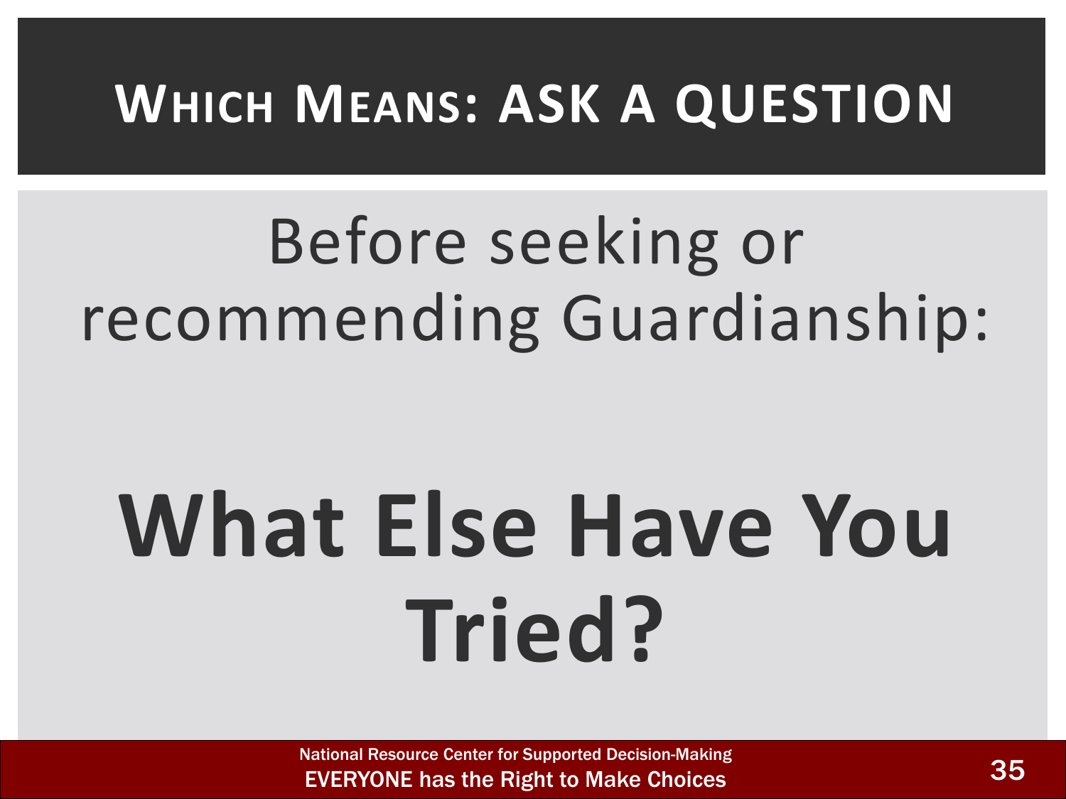# Which Means: ASK A QUESTION

Before seeking or recommending Guardianship:

**What Else Have You Tried?**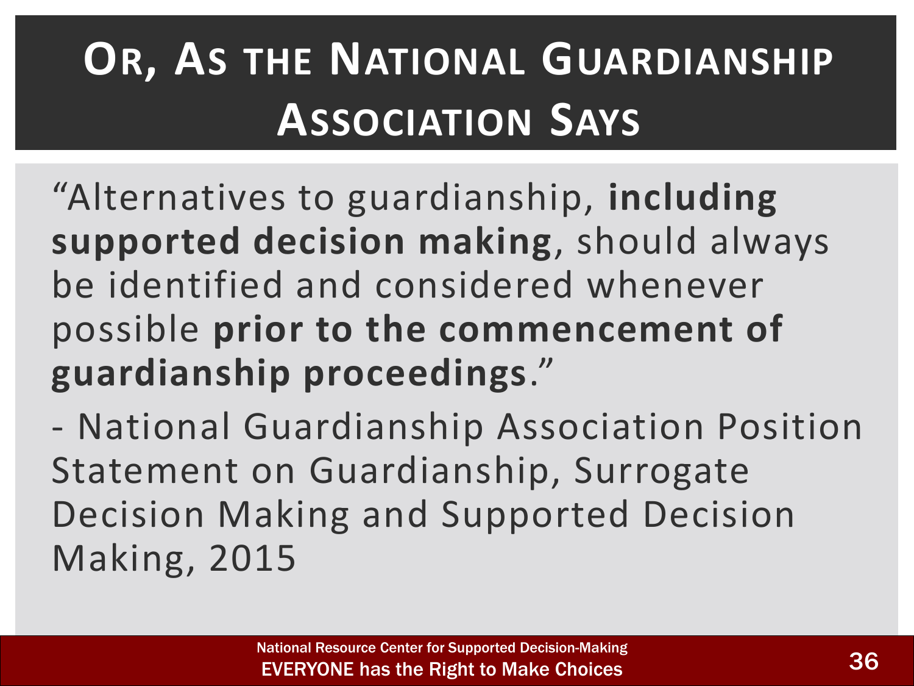# Or, As the National Guardianship Association Says

"Alternatives to guardianship, **including supported decision making**, should always be identified and considered whenever possible **prior to the commencement of guardianship proceedings**."

- National Guardianship Association Position Statement on Guardianship, Surrogate Decision Making and Supported Decision Making, 2015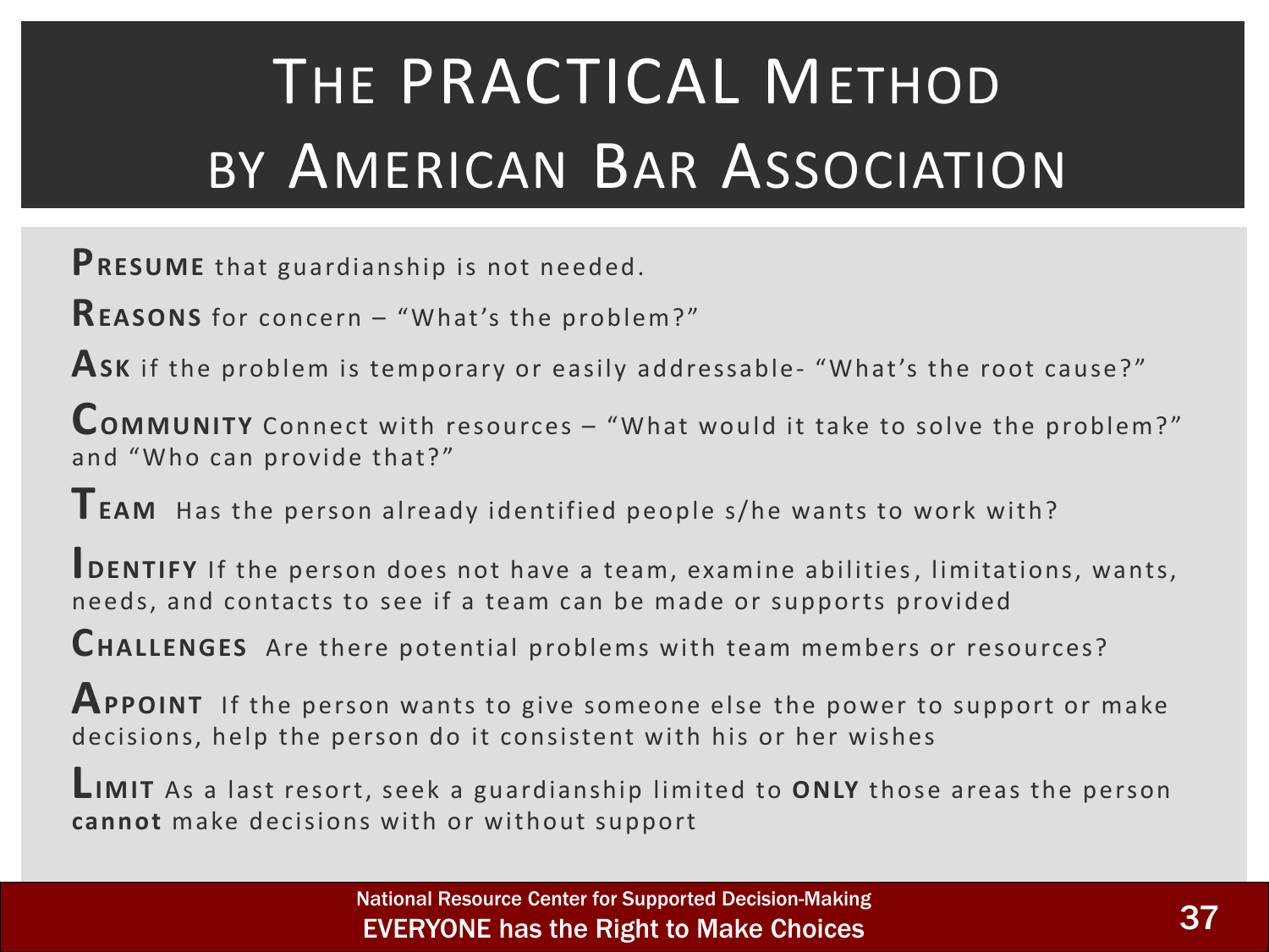# The PRACTICAL Method by American Bar Association

**PRESUME** that guardianship is not needed.

**REASONS** for concern – "What's the problem?"

**ASK** if the problem is temporary or easily addressable- "What's the root cause?"

**COMMUNITY** Connect with resources – "What would it take to solve the problem?" and "Who can provide that?"

**TEAM** Has the person already identified people s/he wants to work with?

**IDENTIFY** If the person does not have a team, examine abilities, limitations, wants, needs, and contacts to see if a team can be made or supports provided

**CHALLENGES** Are there potential problems with team members or resources?

**APPOINT** If the person wants to give someone else the power to support or make decisions, help the person do it consistent with his or her wishes

**LIMIT** As a last resort, seek a guardianship limited to **ONLY** those areas the person **cannot** make decisions with or without support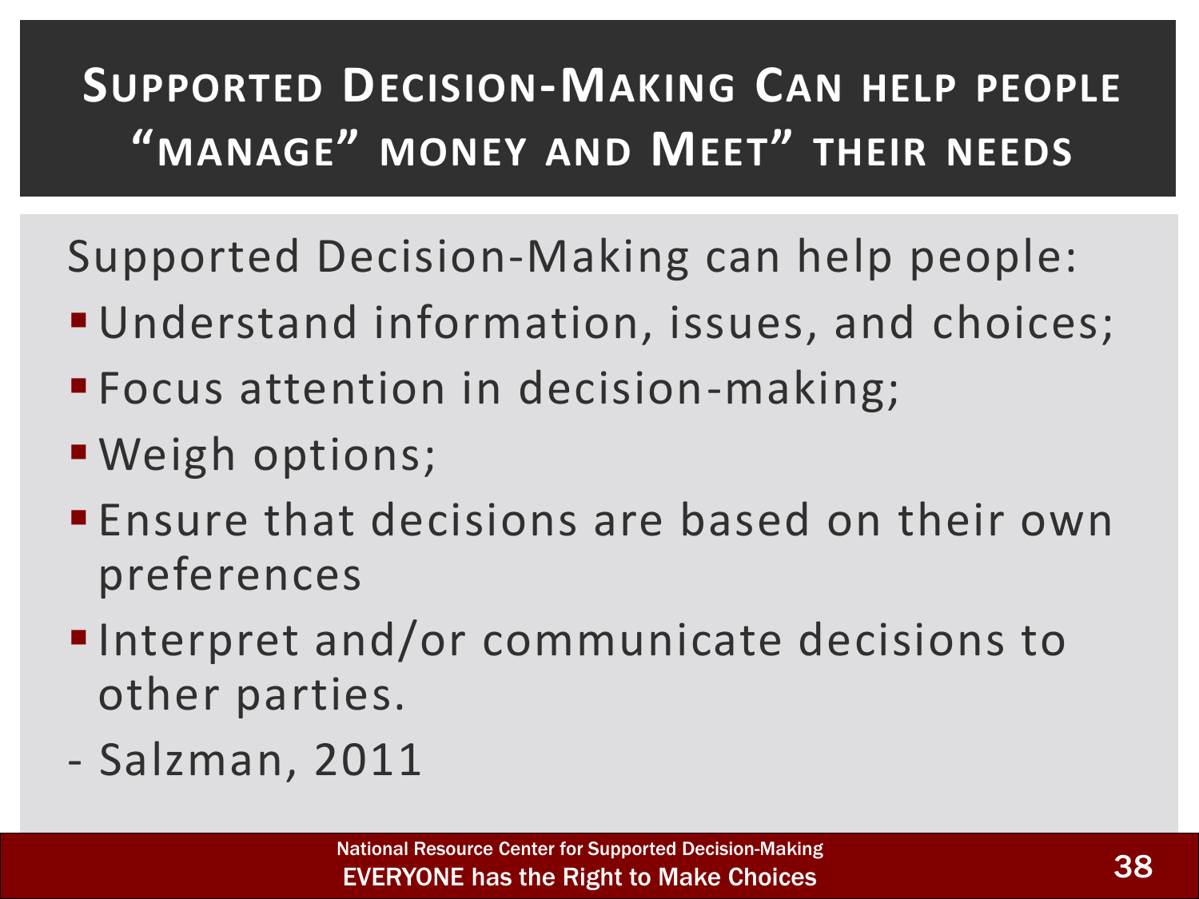# Supported Decision-Making Can help people "manage" money and Meet" their needs

Supported Decision-Making can help people:

- Understand information, issues, and choices;
- Focus attention in decision-making;
- Weigh options;
- Ensure that decisions are based on their own preferences
- Interpret and/or communicate decisions to other parties.

- Salzman, 2011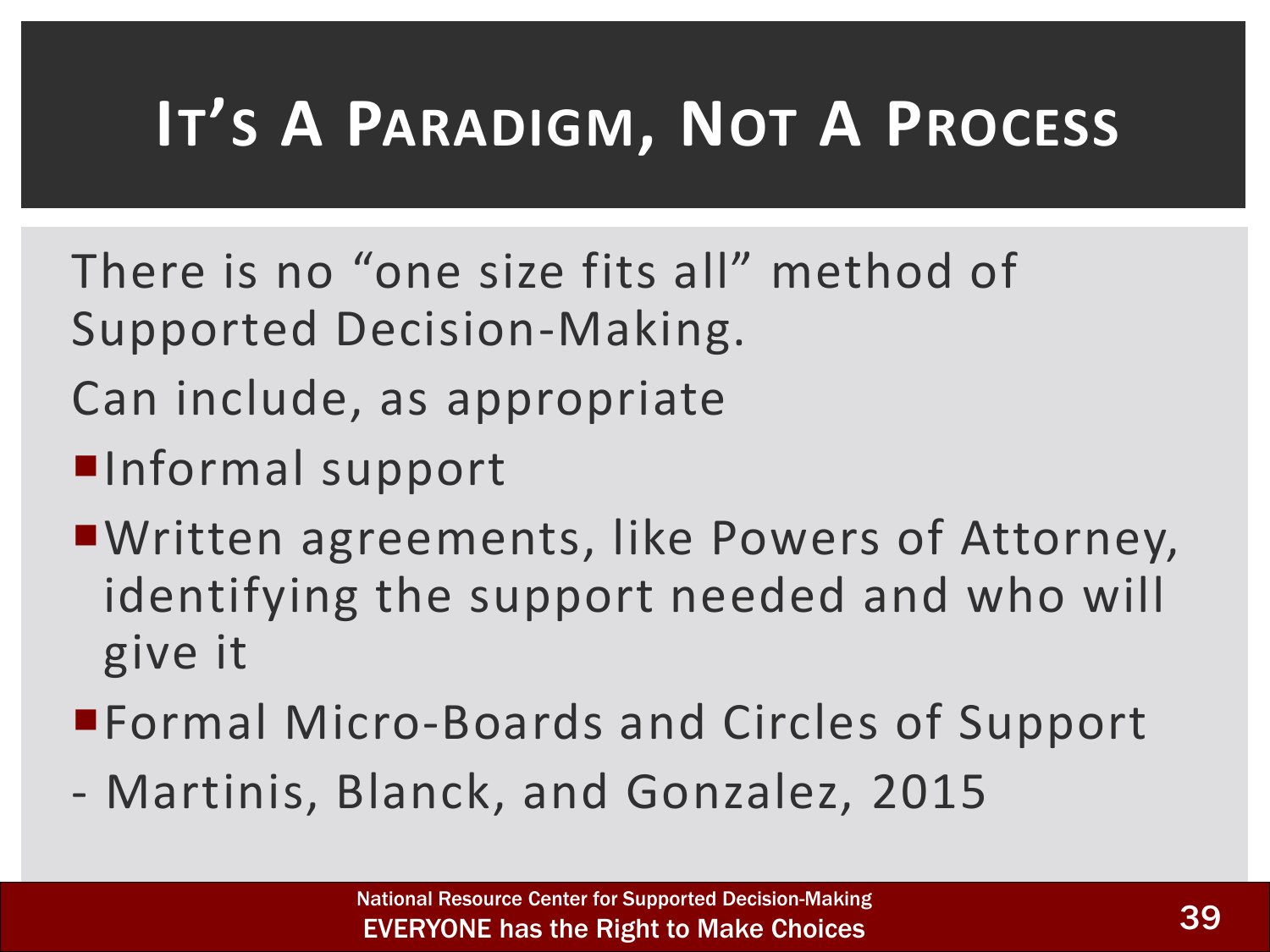# It's A Paradigm, Not A Process

There is no "one size fits all" method of Supported Decision-Making.

Can include, as appropriate

- Informal support
- Written agreements, like Powers of Attorney, identifying the support needed and who will give it
- Formal Micro-Boards and Circles of Support

\- Martinis, Blanck, and Gonzalez, 2015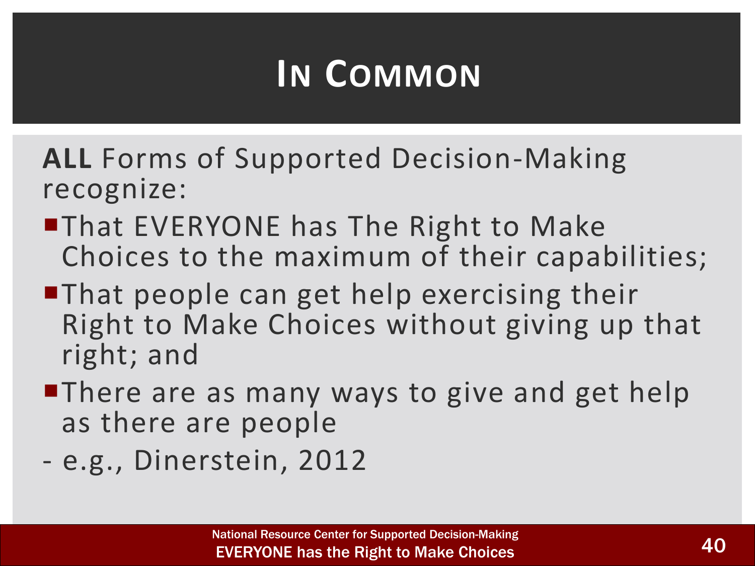# In Common

**ALL** Forms of Supported Decision-Making recognize:

- That EVERYONE has The Right to Make Choices to the maximum of their capabilities;
- That people can get help exercising their Right to Make Choices without giving up that right; and
- There are as many ways to give and get help as there are people

- e.g., Dinerstein, 2012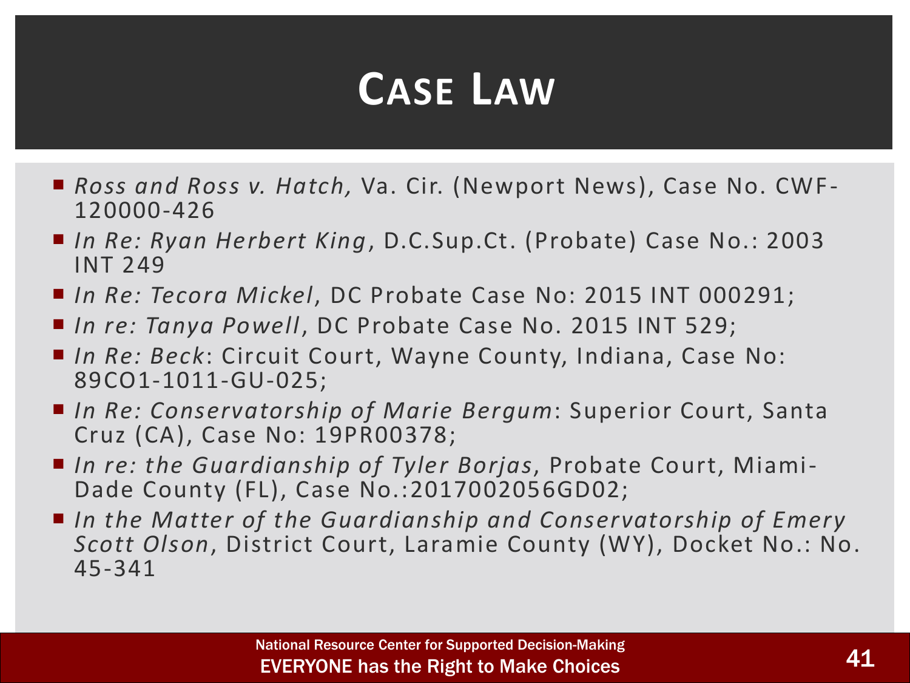# Case Law

- *Ross and Ross v. Hatch,* Va. Cir. (Newport News), Case No. CWF-120000-426
- *In Re: Ryan Herbert King*, D.C.Sup.Ct. (Probate) Case No.: 2003 INT 249
- *In Re: Tecora Mickel*, DC Probate Case No: 2015 INT 000291;
- *In re: Tanya Powell*, DC Probate Case No. 2015 INT 529;
- *In Re: Beck*: Circuit Court, Wayne County, Indiana, Case No: 89CO1-1011-GU-025;
- *In Re: Conservatorship of Marie Bergum*: Superior Court, Santa Cruz (CA), Case No: 19PR00378;
- *In re: the Guardianship of Tyler Borjas*, Probate Court, Miami-Dade County (FL), Case No.:2017002056GD02;
- *In the Matter of the Guardianship and Conservatorship of Emery Scott Olson*, District Court, Laramie County (WY), Docket No.: No. 45-341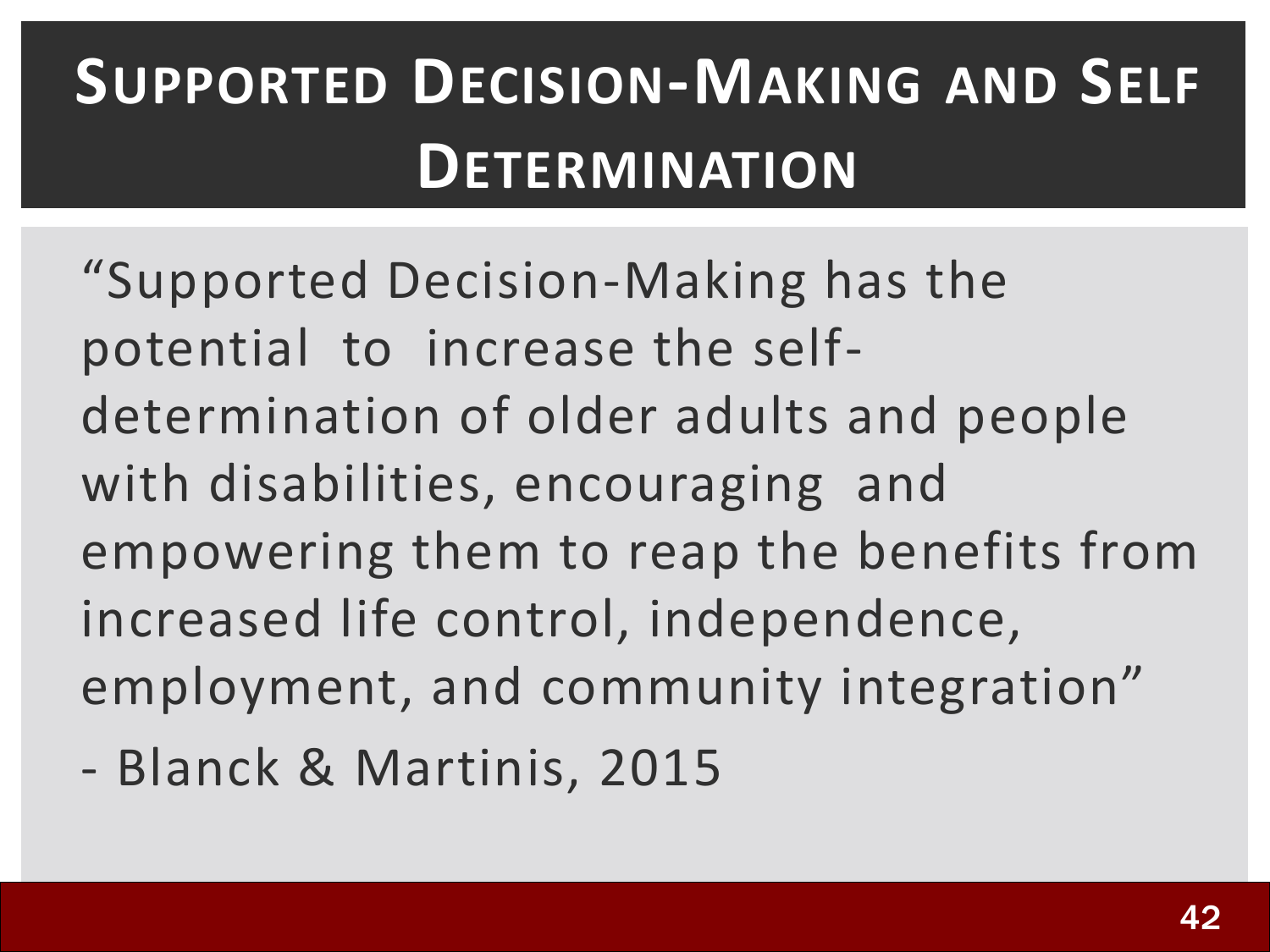# Supported Decision-Making and Self Determination

"Supported Decision-Making has the potential to increase the self-determination of older adults and people with disabilities, encouraging and empowering them to reap the benefits from increased life control, independence, employment, and community integration"

- Blanck & Martinis, 2015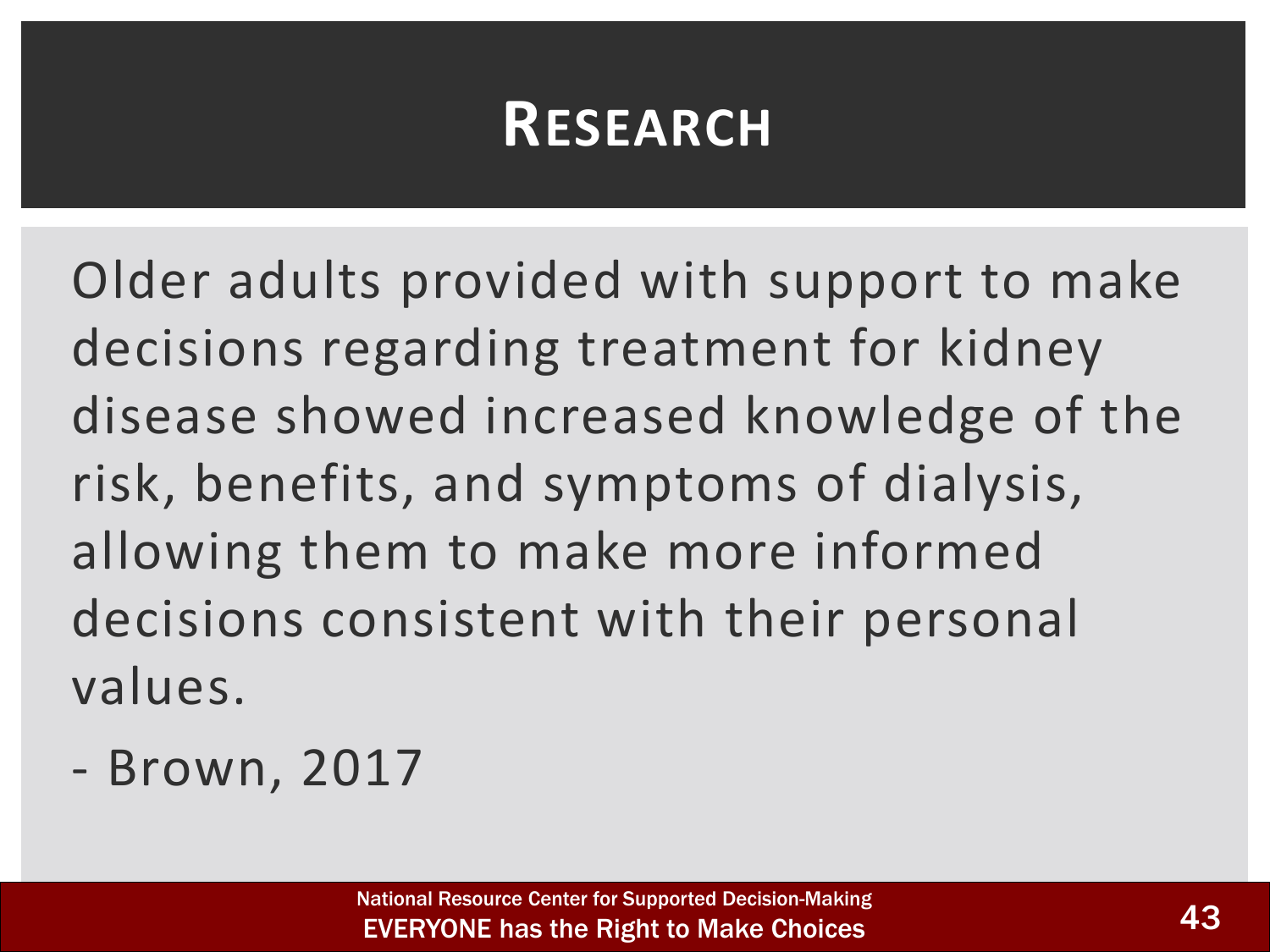# Research

Older adults provided with support to make decisions regarding treatment for kidney disease showed increased knowledge of the risk, benefits, and symptoms of dialysis, allowing them to make more informed decisions consistent with their personal values.

- Brown, 2017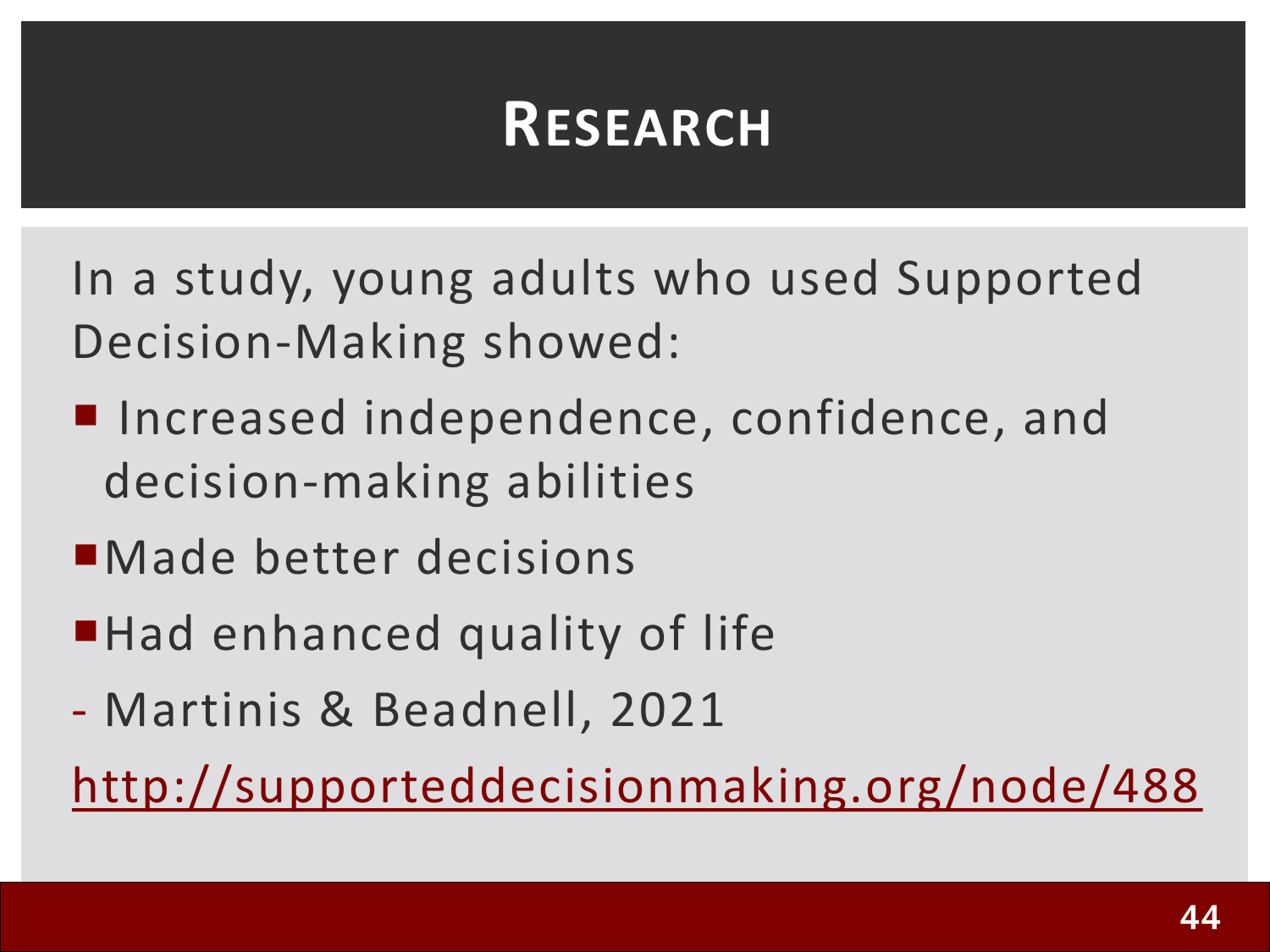# Research

In a study, young adults who used Supported Decision-Making showed:

- Increased independence, confidence, and decision-making abilities
- Made better decisions
- Had enhanced quality of life

\- Martinis & Beadnell, 2021

http://supporteddecisionmaking.org/node/488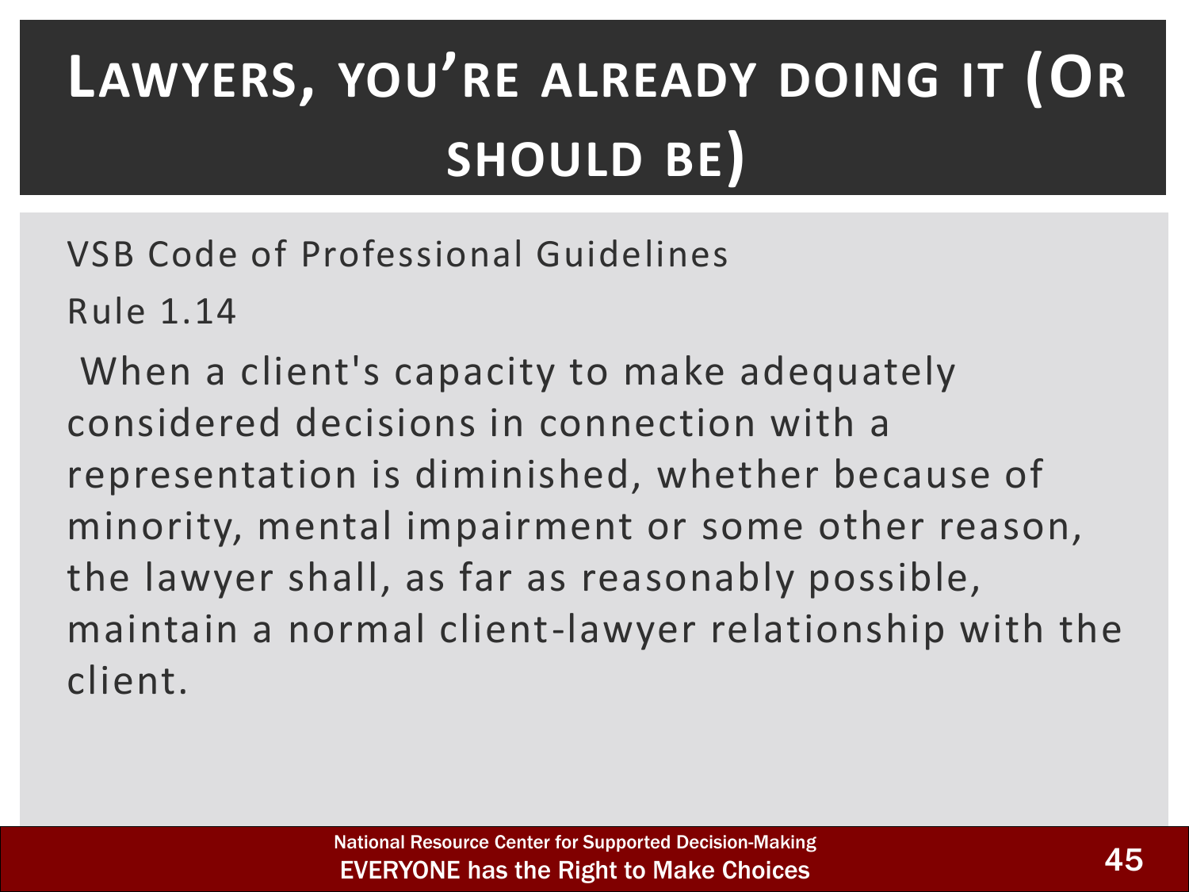# Lawyers, you're already doing it (Or should be)

VSB Code of Professional Guidelines

Rule 1.14

When a client's capacity to make adequately considered decisions in connection with a representation is diminished, whether because of minority, mental impairment or some other reason, the lawyer shall, as far as reasonably possible, maintain a normal client-lawyer relationship with the client.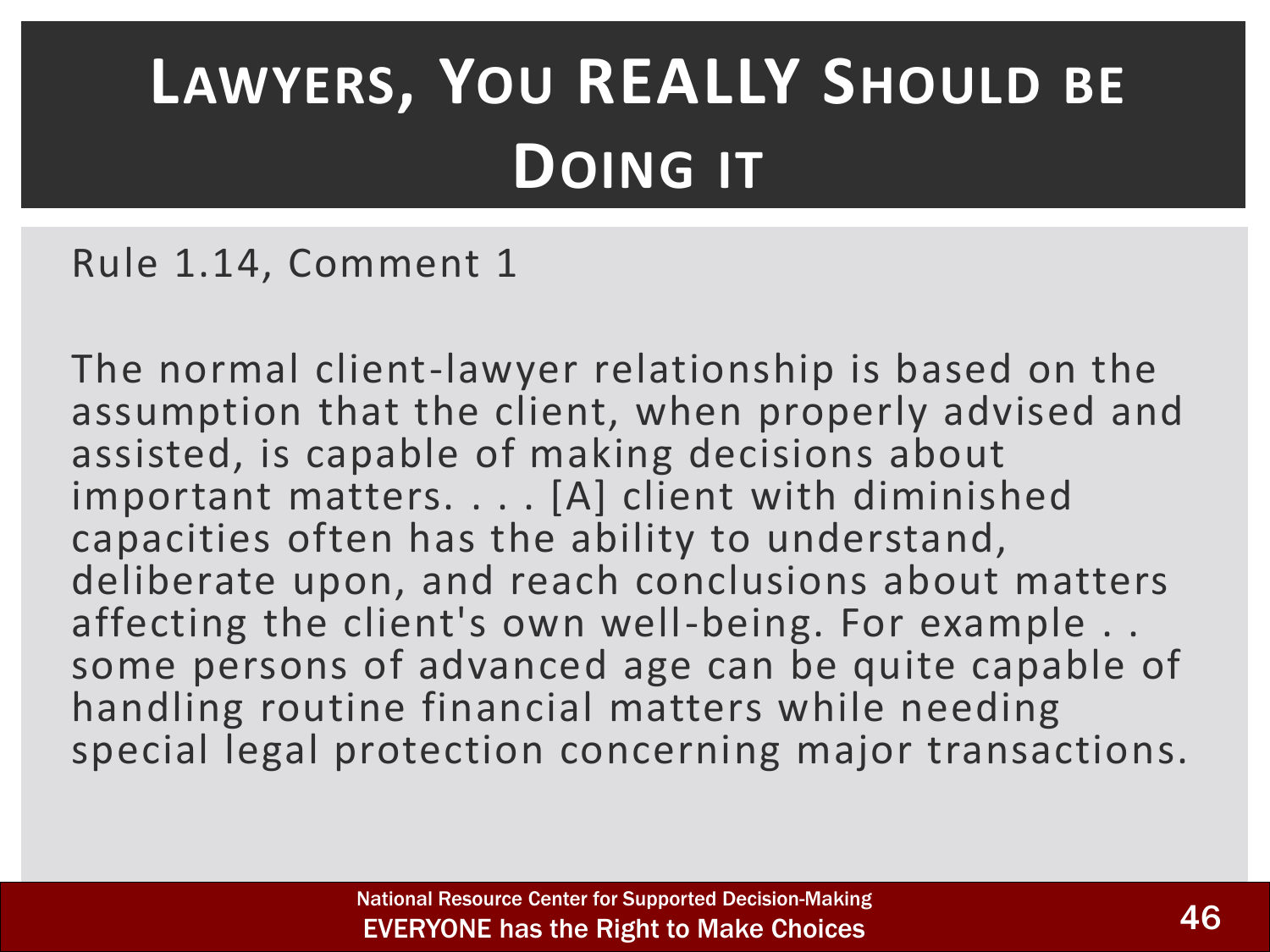# Lawyers, You REALLY Should be Doing it

Rule 1.14, Comment 1

The normal client-lawyer relationship is based on the assumption that the client, when properly advised and assisted, is capable of making decisions about important matters. . . . [A] client with diminished capacities often has the ability to understand, deliberate upon, and reach conclusions about matters affecting the client's own well-being. For example . . some persons of advanced age can be quite capable of handling routine financial matters while needing special legal protection concerning major transactions.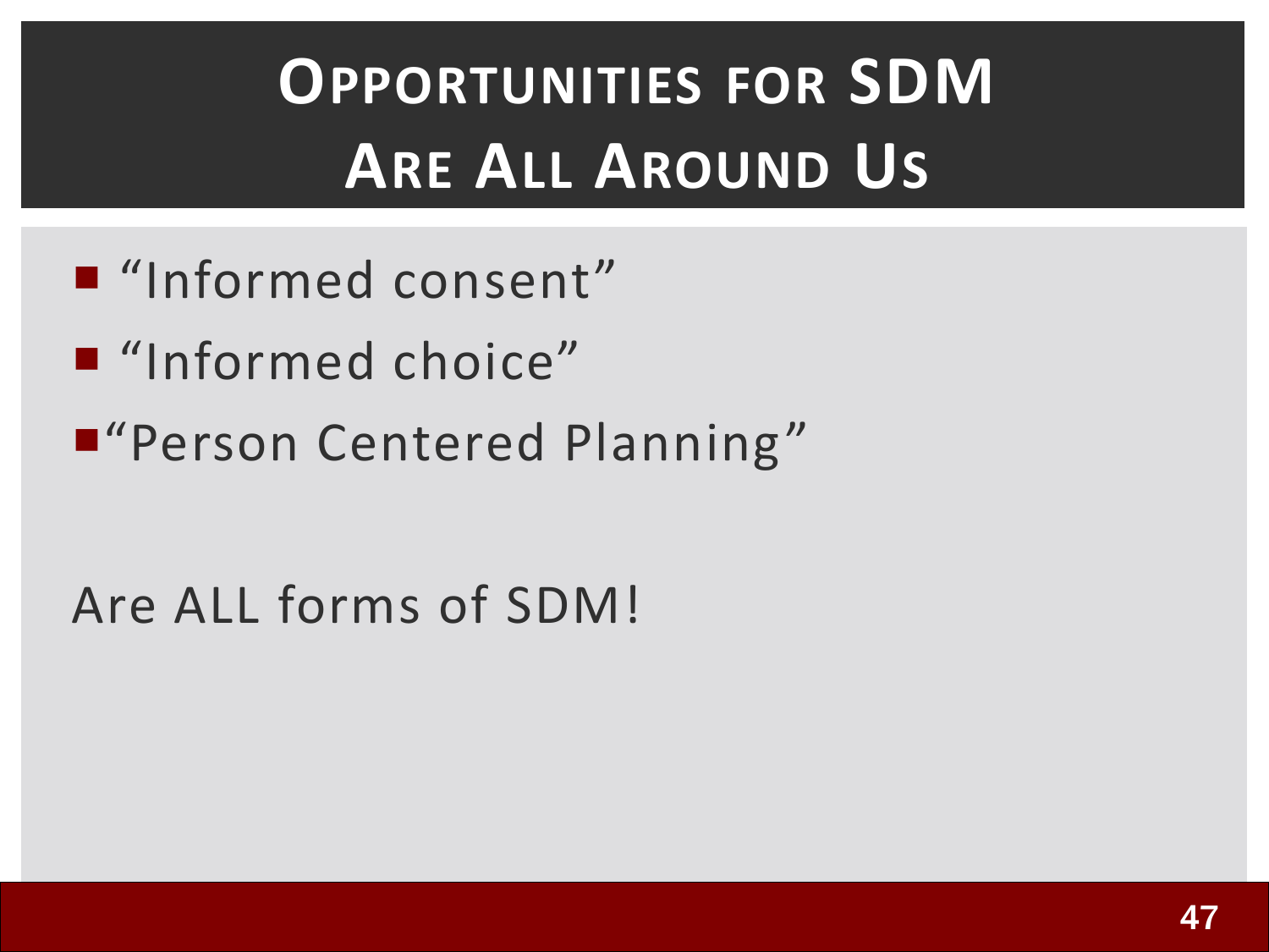# Opportunities for SDM Are All Around Us

- "Informed consent"
- "Informed choice"
- "Person Centered Planning"

Are ALL forms of SDM!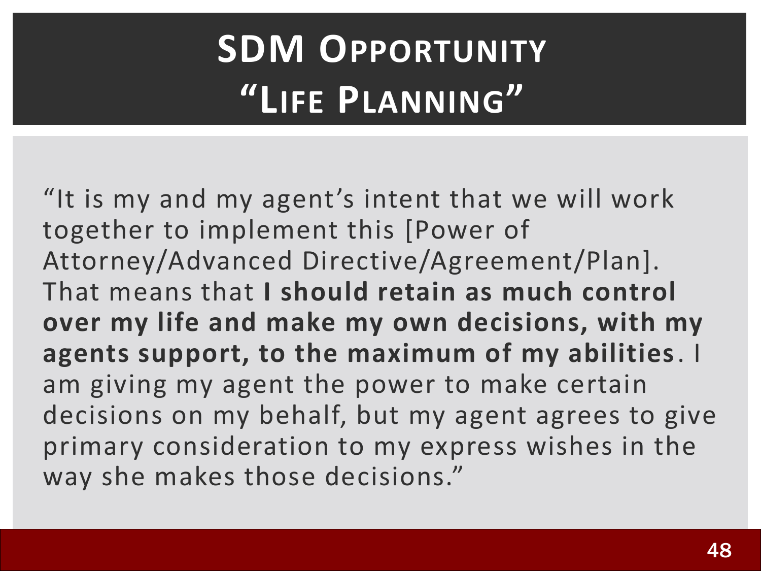# SDM Opportunity "Life Planning"

"It is my and my agent's intent that we will work together to implement this [Power of Attorney/Advanced Directive/Agreement/Plan]. That means that **I should retain as much control over my life and make my own decisions, with my agents support, to the maximum of my abilities**. I am giving my agent the power to make certain decisions on my behalf, but my agent agrees to give primary consideration to my express wishes in the way she makes those decisions."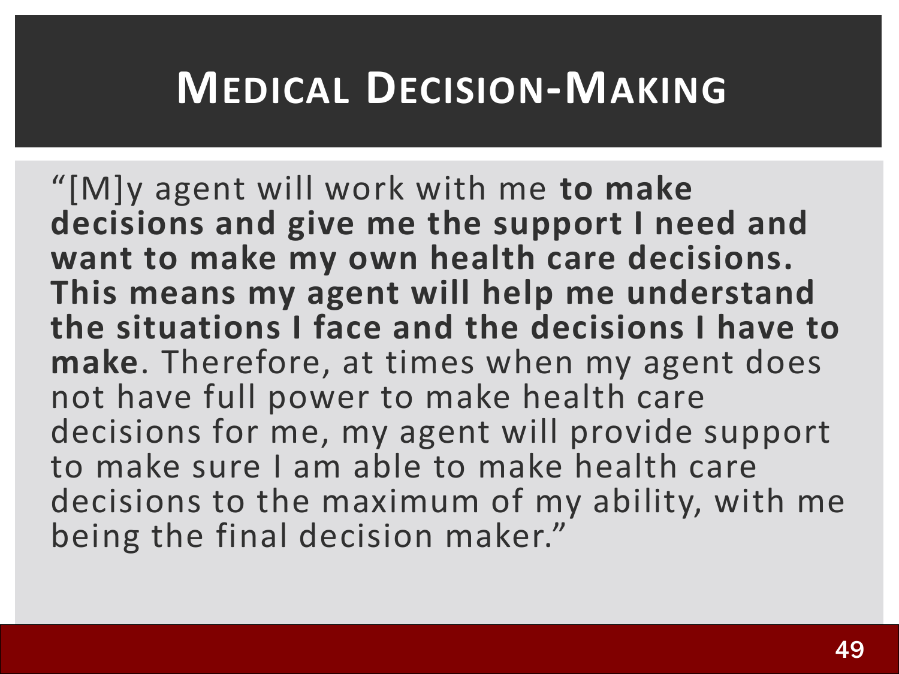# Medical Decision-Making

"[M]y agent will work with me **to make decisions and give me the support I need and want to make my own health care decisions. This means my agent will help me understand the situations I face and the decisions I have to make**. Therefore, at times when my agent does not have full power to make health care decisions for me, my agent will provide support to make sure I am able to make health care decisions to the maximum of my ability, with me being the final decision maker."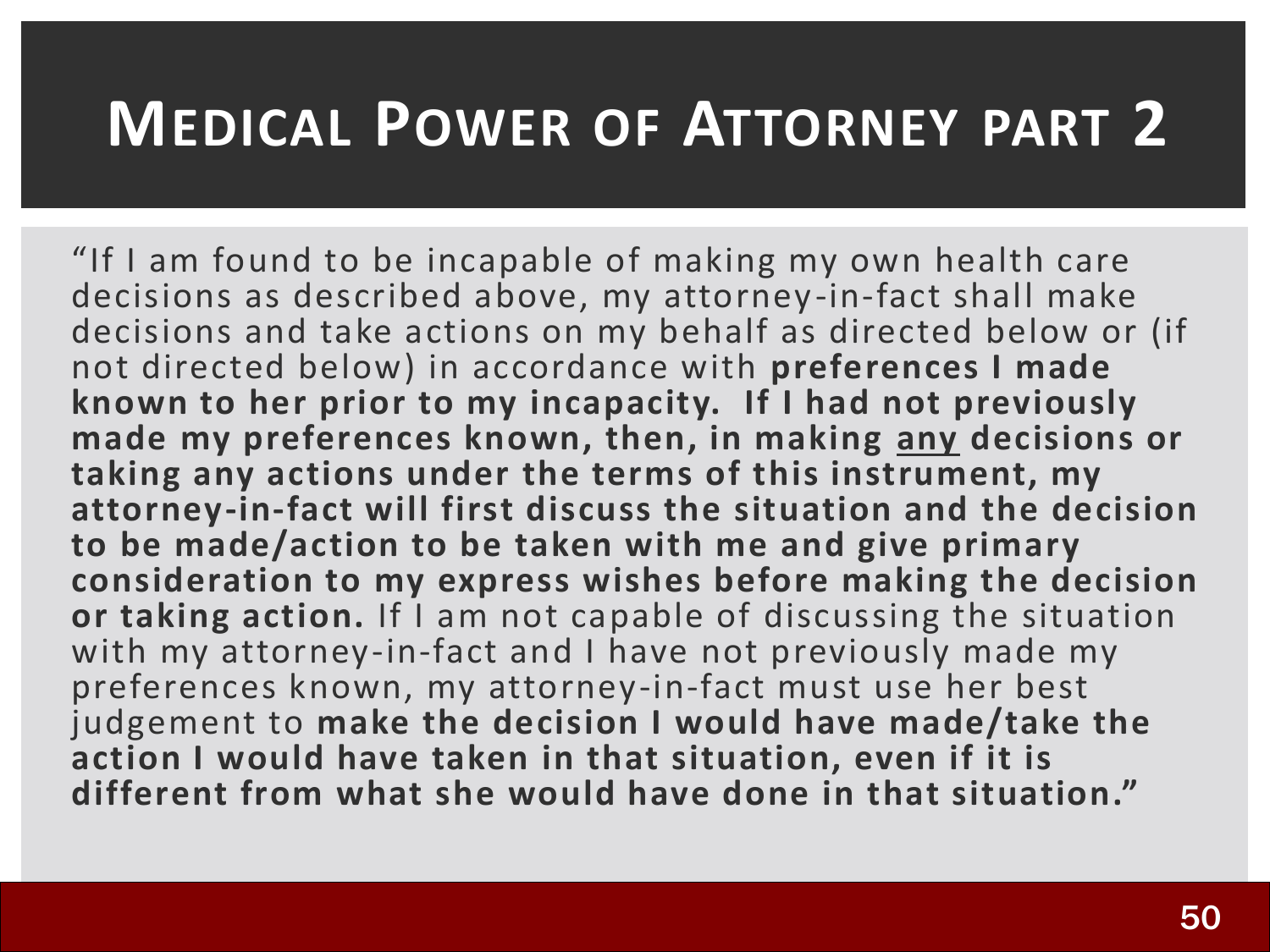# Medical Power of Attorney part 2

"If I am found to be incapable of making my own health care decisions as described above, my attorney-in-fact shall make decisions and take actions on my behalf as directed below or (if not directed below) in accordance with **preferences I made known to her prior to my incapacity. If I had not previously made my preferences known, then, in making <u>any</u> decisions or taking any actions under the terms of this instrument, my attorney-in-fact will first discuss the situation and the decision to be made/action to be taken with me and give primary consideration to my express wishes before making the decision or taking action.** If I am not capable of discussing the situation with my attorney-in-fact and I have not previously made my preferences known, my attorney-in-fact must use her best judgement to **make the decision I would have made/take the action I would have taken in that situation, even if it is different from what she would have done in that situation."**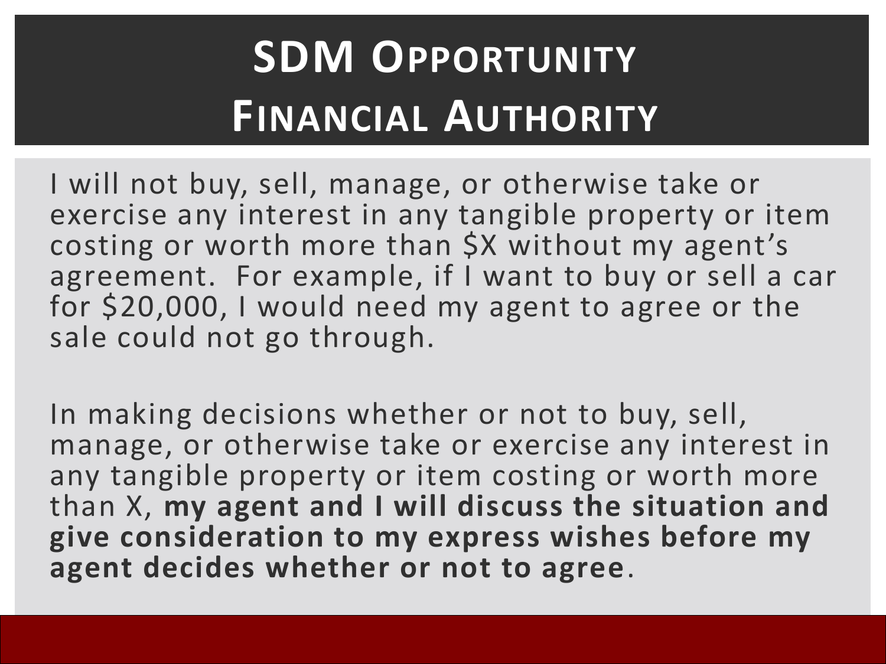# SDM Opportunity
# Financial Authority

I will not buy, sell, manage, or otherwise take or exercise any interest in any tangible property or item costing or worth more than $X without my agent's agreement. For example, if I want to buy or sell a car for $20,000, I would need my agent to agree or the sale could not go through.

In making decisions whether or not to buy, sell, manage, or otherwise take or exercise any interest in any tangible property or item costing or worth more than X, **my agent and I will discuss the situation and give consideration to my express wishes before my agent decides whether or not to agree**.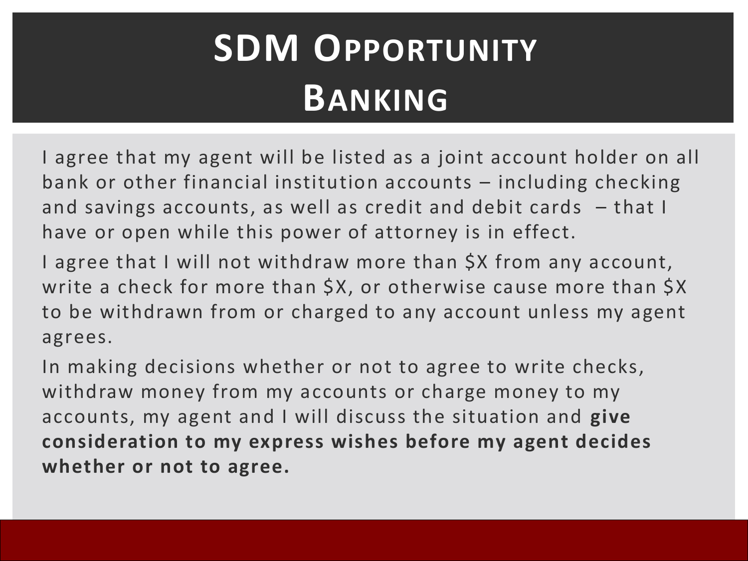# SDM Opportunity
# Banking

I agree that my agent will be listed as a joint account holder on all bank or other financial institution accounts – including checking and savings accounts, as well as credit and debit cards – that I have or open while this power of attorney is in effect.

I agree that I will not withdraw more than $X from any account, write a check for more than $X, or otherwise cause more than $X to be withdrawn from or charged to any account unless my agent agrees.

In making decisions whether or not to agree to write checks, withdraw money from my accounts or charge money to my accounts, my agent and I will discuss the situation and **give consideration to my express wishes before my agent decides whether or not to agree.**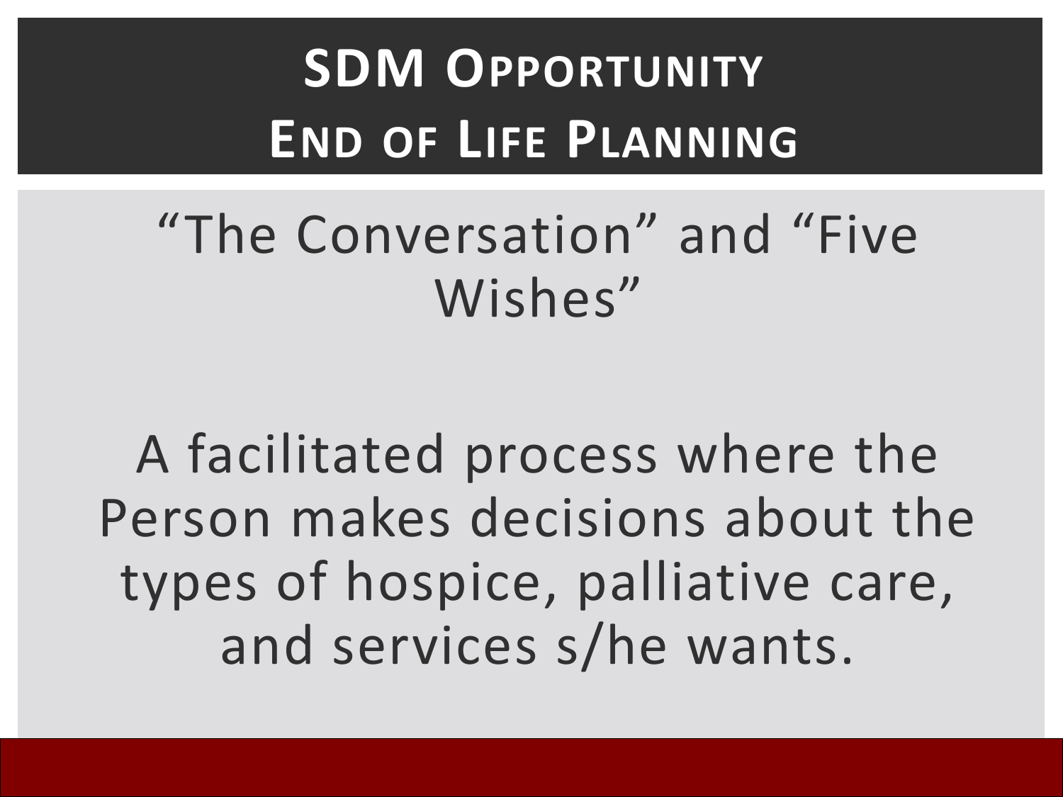# SDM Opportunity
# End of Life Planning

"The Conversation" and "Five Wishes"

A facilitated process where the Person makes decisions about the types of hospice, palliative care, and services s/he wants.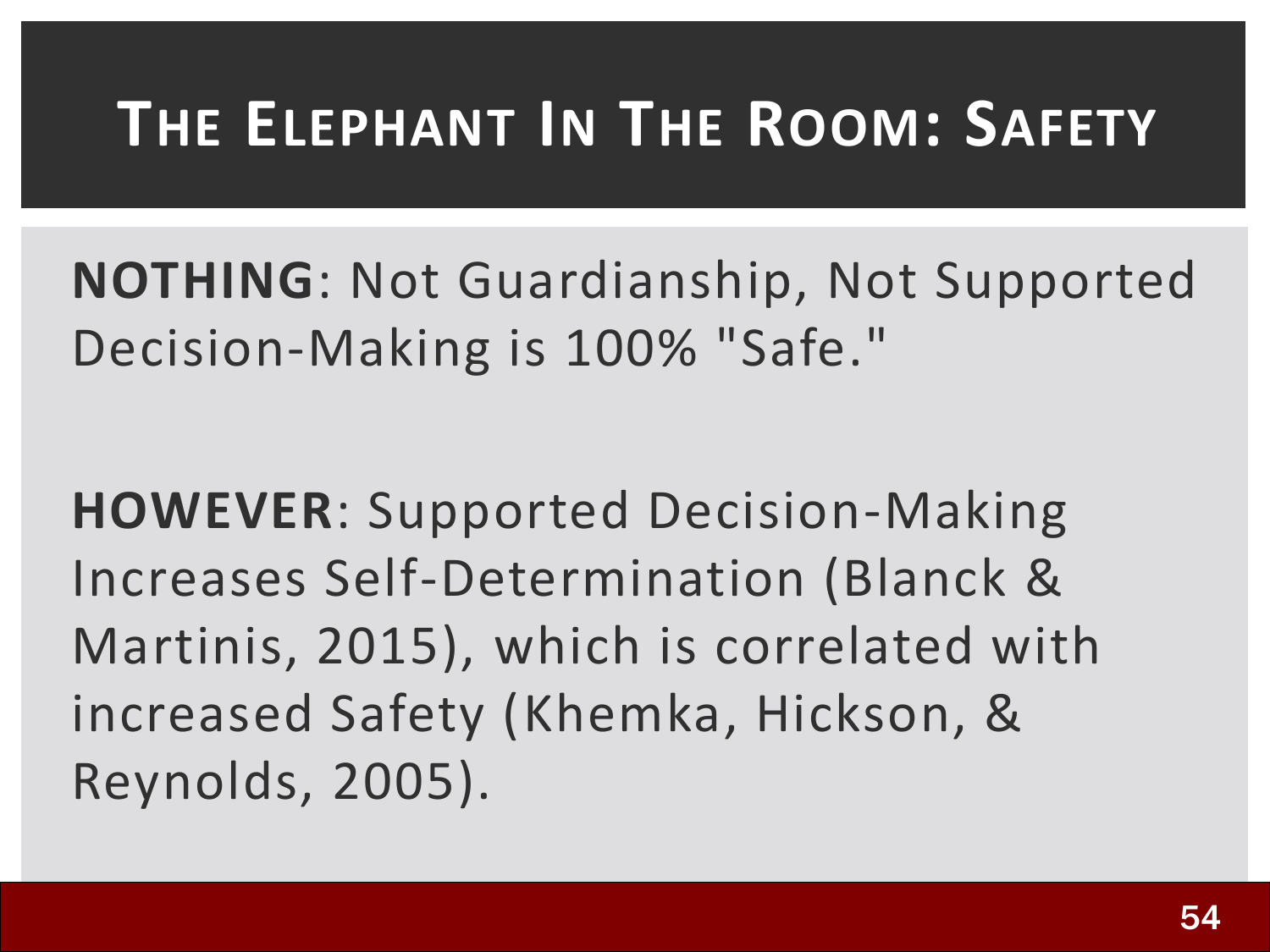# The Elephant In The Room: Safety

**NOTHING**: Not Guardianship, Not Supported Decision-Making is 100% "Safe."

**HOWEVER**: Supported Decision-Making Increases Self-Determination (Blanck & Martinis, 2015), which is correlated with increased Safety (Khemka, Hickson, & Reynolds, 2005).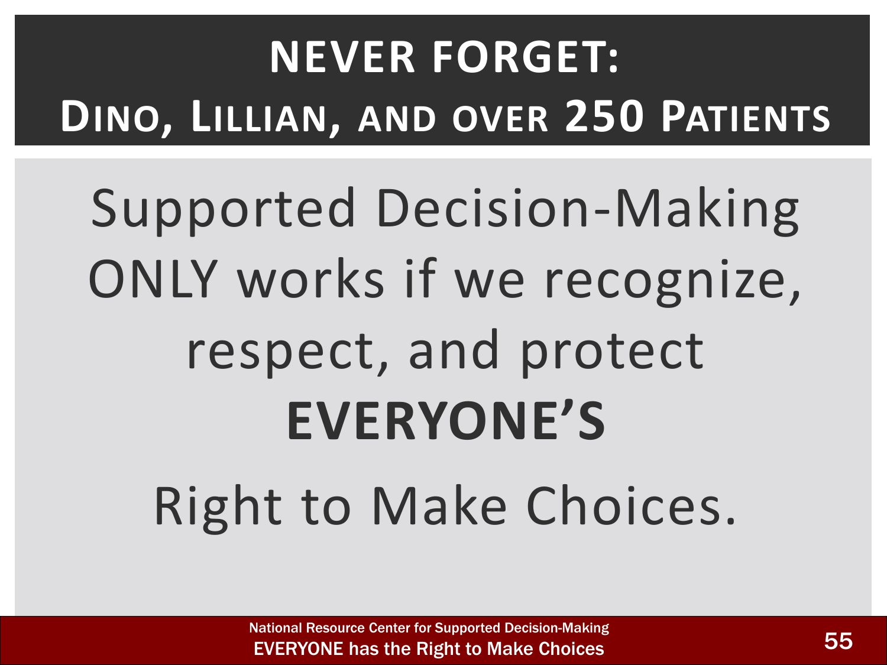# NEVER FORGET:
## DINO, LILLIAN, AND OVER 250 PATIENTS

Supported Decision-Making ONLY works if we recognize, respect, and protect **EVERYONE'S** Right to Make Choices.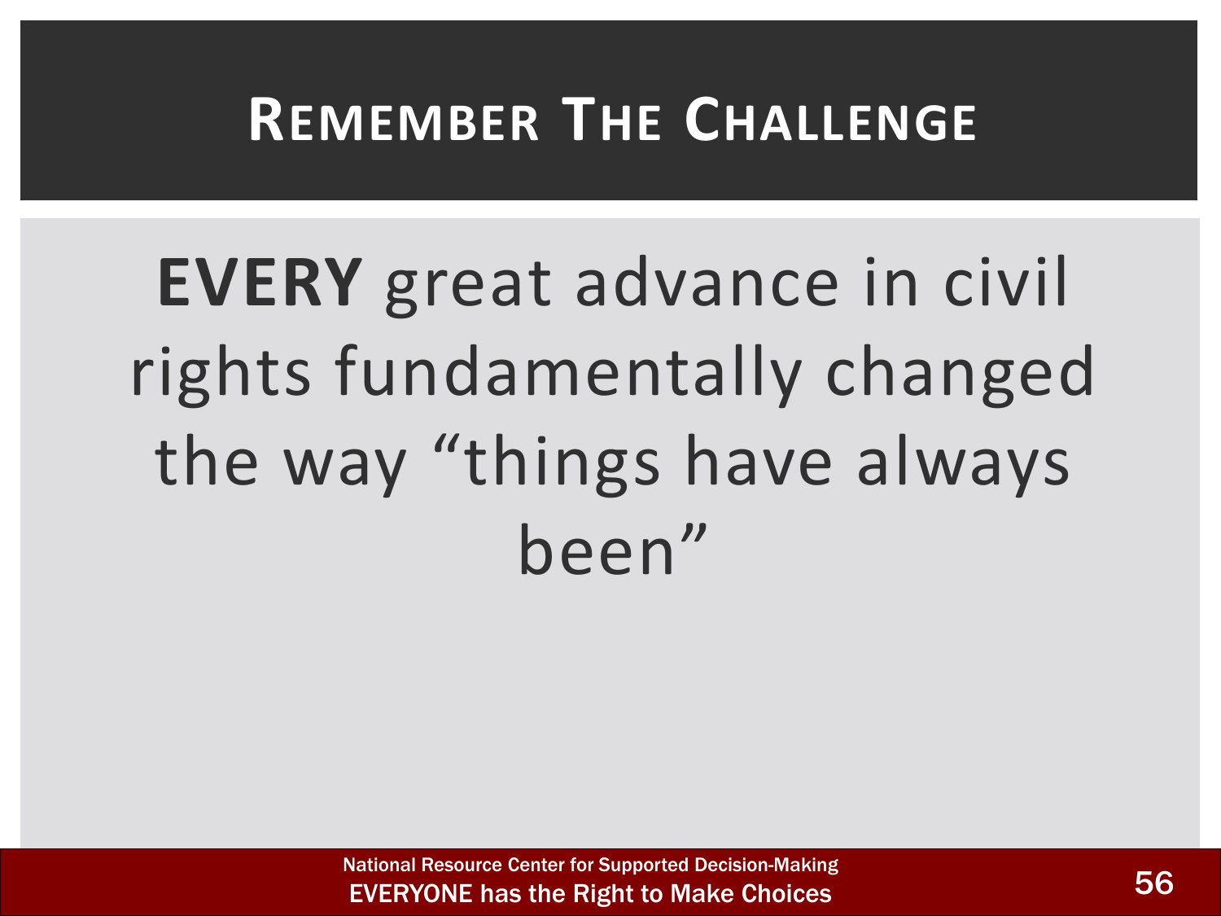# Remember The Challenge

**EVERY** great advance in civil rights fundamentally changed the way "things have always been"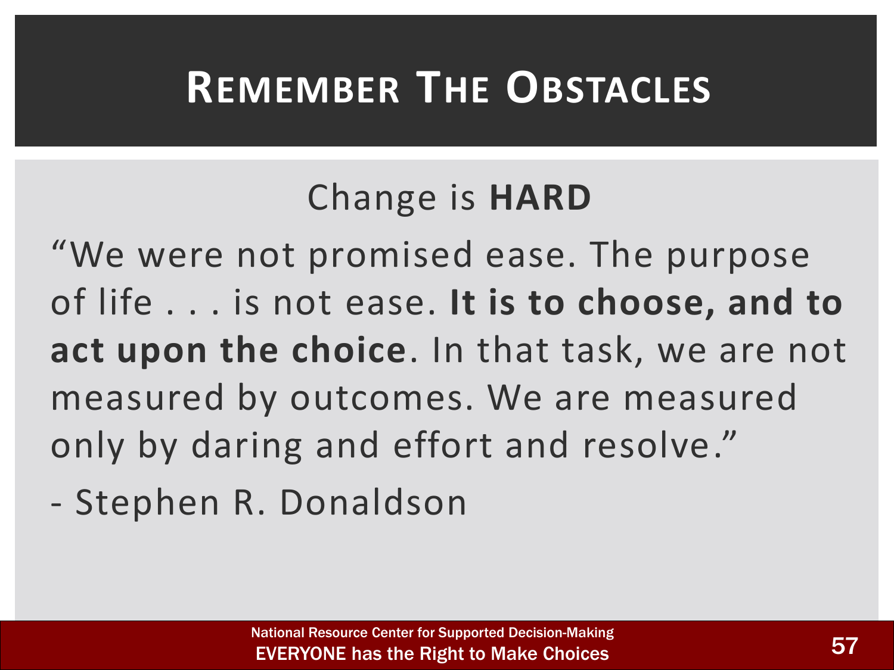# Remember The Obstacles

Change is **HARD**

"We were not promised ease. The purpose of life . . . is not ease. **It is to choose, and to act upon the choice**. In that task, we are not measured by outcomes. We are measured only by daring and effort and resolve."

- Stephen R. Donaldson

National Resource Center for Supported Decision-Making
EVERYONE has the Right to Make Choices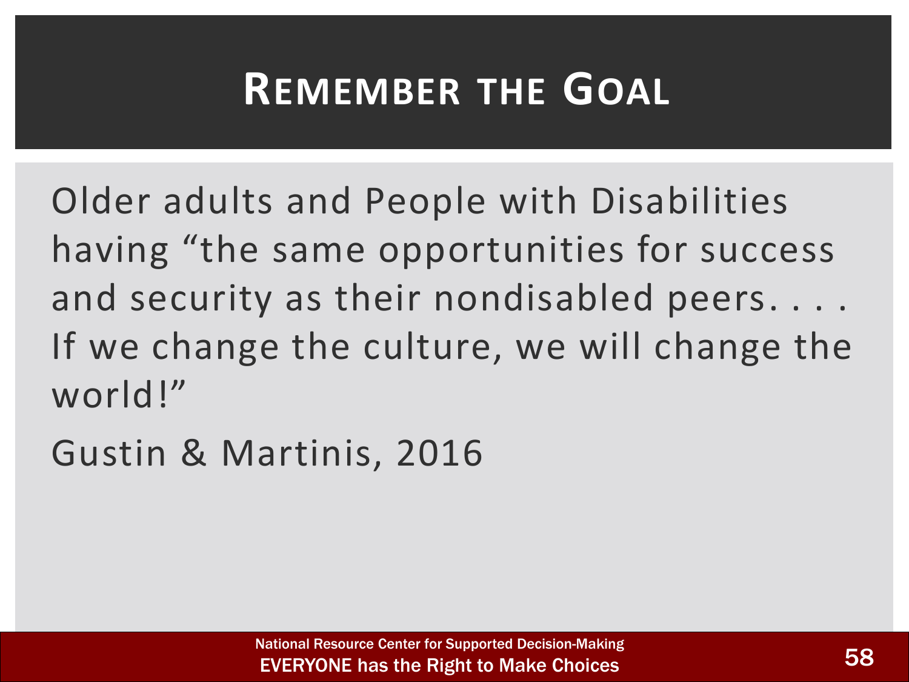# Remember the Goal

Older adults and People with Disabilities having “the same opportunities for success and security as their nondisabled peers. . . . If we change the culture, we will change the world!”

Gustin & Martinis, 2016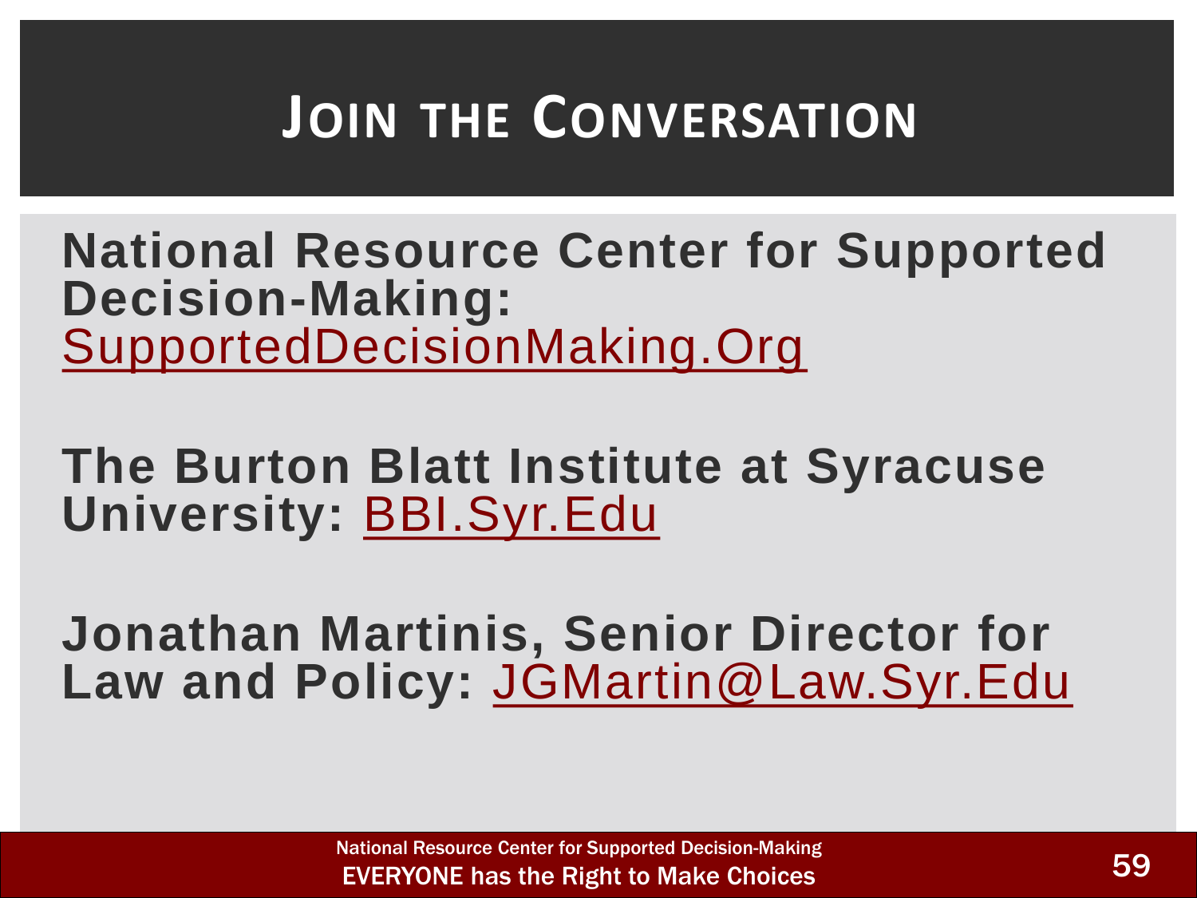# Join the Conversation

**National Resource Center for Supported Decision-Making:** SupportedDecisionMaking.Org

**The Burton Blatt Institute at Syracuse University:** BBI.Syr.Edu

**Jonathan Martinis, Senior Director for Law and Policy:** JGMartin@Law.Syr.Edu